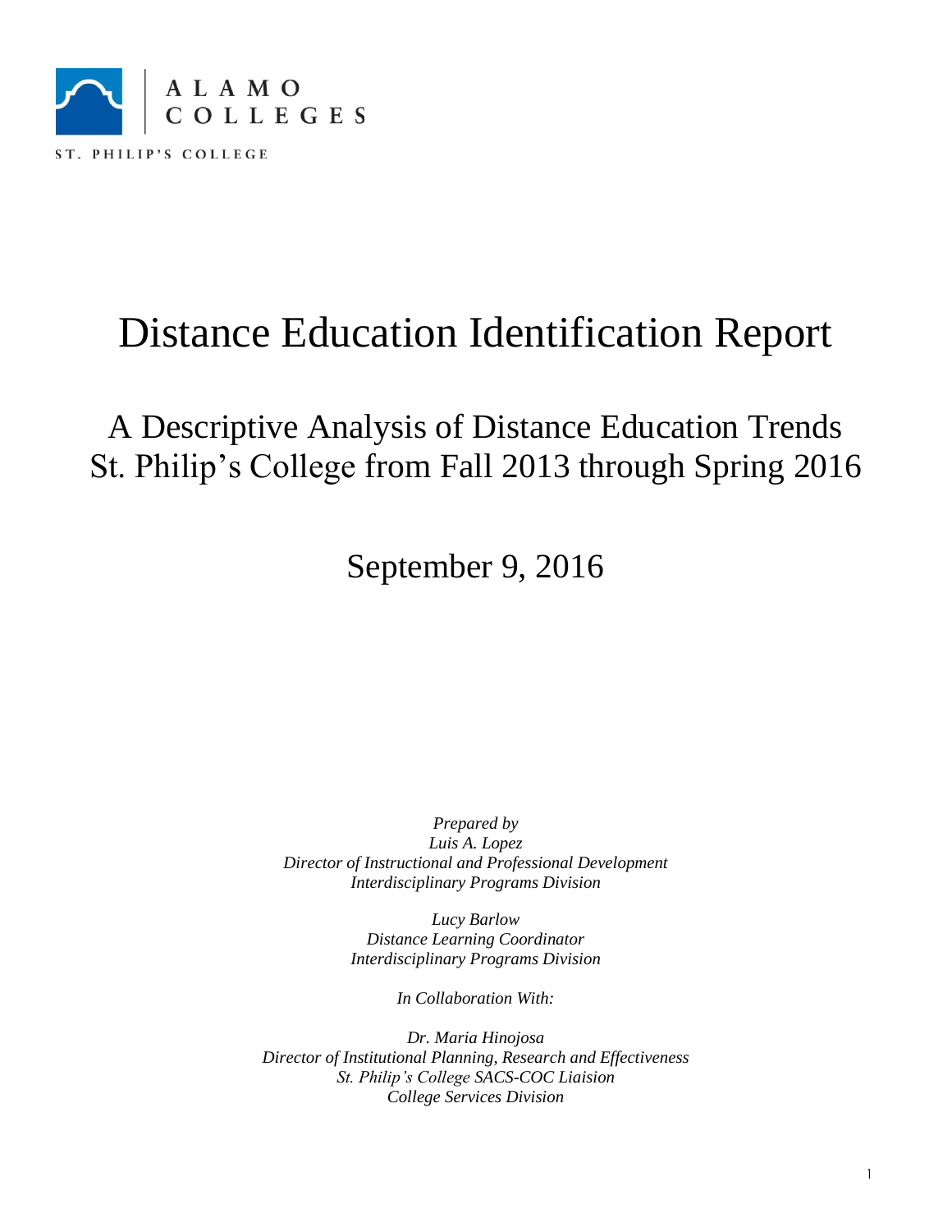ALAMO COLLEGES

ST. PHILIP'S COLLEGE

# Distance Education Identification Report

## A Descriptive Analysis of Distance Education Trends St. Philip's College from Fall 2013 through Spring 2016

September 9, 2016

*Prepared by*
*Luis A. Lopez*
*Director of Instructional and Professional Development*
*Interdisciplinary Programs Division*

*Lucy Barlow*
*Distance Learning Coordinator*
*Interdisciplinary Programs Division*

*In Collaboration With:*

*Dr. Maria Hinojosa*
*Director of Institutional Planning, Research and Effectiveness*
*St. Philip's College SACS-COC Liaision*
*College Services Division*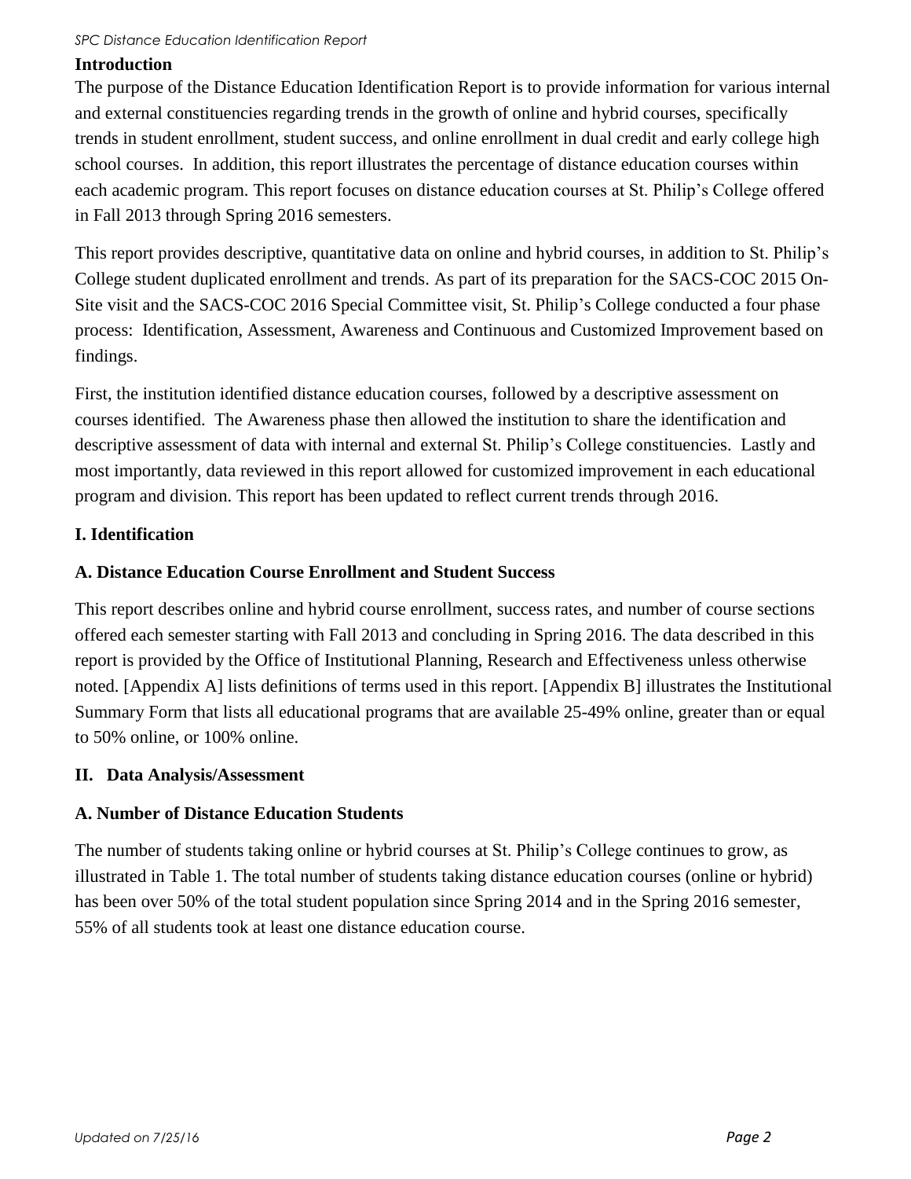## Introduction

The purpose of the Distance Education Identification Report is to provide information for various internal and external constituencies regarding trends in the growth of online and hybrid courses, specifically trends in student enrollment, student success, and online enrollment in dual credit and early college high school courses. In addition, this report illustrates the percentage of distance education courses within each academic program. This report focuses on distance education courses at St. Philip's College offered in Fall 2013 through Spring 2016 semesters.

This report provides descriptive, quantitative data on online and hybrid courses, in addition to St. Philip's College student duplicated enrollment and trends. As part of its preparation for the SACS-COC 2015 On-Site visit and the SACS-COC 2016 Special Committee visit, St. Philip's College conducted a four phase process: Identification, Assessment, Awareness and Continuous and Customized Improvement based on findings.

First, the institution identified distance education courses, followed by a descriptive assessment on courses identified. The Awareness phase then allowed the institution to share the identification and descriptive assessment of data with internal and external St. Philip's College constituencies. Lastly and most importantly, data reviewed in this report allowed for customized improvement in each educational program and division. This report has been updated to reflect current trends through 2016.

## I. Identification

### A. Distance Education Course Enrollment and Student Success

This report describes online and hybrid course enrollment, success rates, and number of course sections offered each semester starting with Fall 2013 and concluding in Spring 2016. The data described in this report is provided by the Office of Institutional Planning, Research and Effectiveness unless otherwise noted. [Appendix A] lists definitions of terms used in this report. [Appendix B] illustrates the Institutional Summary Form that lists all educational programs that are available 25-49% online, greater than or equal to 50% online, or 100% online.

## II. Data Analysis/Assessment

### A. Number of Distance Education Students

The number of students taking online or hybrid courses at St. Philip's College continues to grow, as illustrated in Table 1. The total number of students taking distance education courses (online or hybrid) has been over 50% of the total student population since Spring 2014 and in the Spring 2016 semester, 55% of all students took at least one distance education course.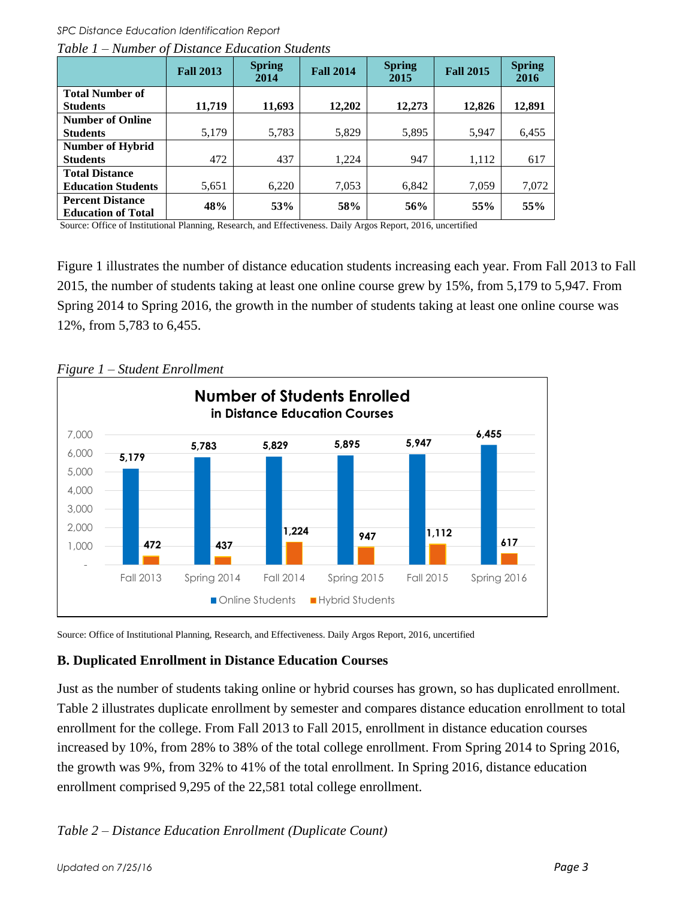*Table 1 – Number of Distance Education Students*

| | Fall 2013 | Spring 2014 | Fall 2014 | Spring 2015 | Fall 2015 | Spring 2016 |
|---|---|---|---|---|---|---|
| **Total Number of Students** | **11,719** | **11,693** | **12,202** | **12,273** | **12,826** | **12,891** |
| **Number of Online Students** | 5,179 | 5,783 | 5,829 | 5,895 | 5,947 | 6,455 |
| **Number of Hybrid Students** | 472 | 437 | 1,224 | 947 | 1,112 | 617 |
| **Total Distance Education Students** | 5,651 | 6,220 | 7,053 | 6,842 | 7,059 | 7,072 |
| **Percent Distance Education of Total** | **48%** | **53%** | **58%** | **56%** | **55%** | **55%** |

Source: Office of Institutional Planning, Research, and Effectiveness. Daily Argos Report, 2016, uncertified

Figure 1 illustrates the number of distance education students increasing each year. From Fall 2013 to Fall 2015, the number of students taking at least one online course grew by 15%, from 5,179 to 5,947. From Spring 2014 to Spring 2016, the growth in the number of students taking at least one online course was 12%, from 5,783 to 6,455.

*Figure 1 – Student Enrollment*

Source: Office of Institutional Planning, Research, and Effectiveness. Daily Argos Report, 2016, uncertified

## B. Duplicated Enrollment in Distance Education Courses

Just as the number of students taking online or hybrid courses has grown, so has duplicated enrollment. Table 2 illustrates duplicate enrollment by semester and compares distance education enrollment to total enrollment for the college. From Fall 2013 to Fall 2015, enrollment in distance education courses increased by 10%, from 28% to 38% of the total college enrollment. From Spring 2014 to Spring 2016, the growth was 9%, from 32% to 41% of the total enrollment. In Spring 2016, distance education enrollment comprised 9,295 of the 22,581 total college enrollment.

*Table 2 – Distance Education Enrollment (Duplicate Count)*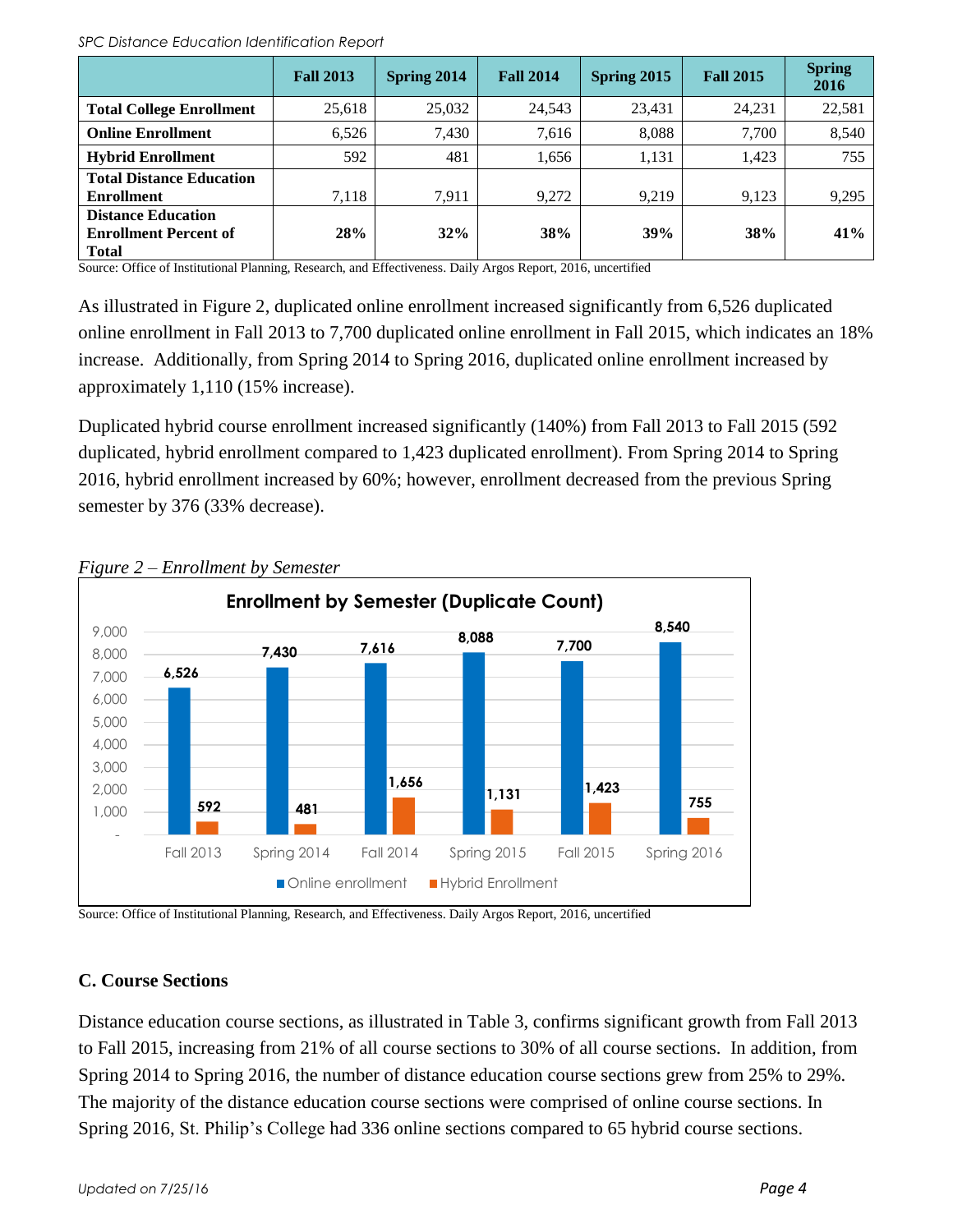|  | Fall 2013 | Spring 2014 | Fall 2014 | Spring 2015 | Fall 2015 | Spring 2016 |
|---|---|---|---|---|---|---|
| **Total College Enrollment** | 25,618 | 25,032 | 24,543 | 23,431 | 24,231 | 22,581 |
| **Online Enrollment** | 6,526 | 7,430 | 7,616 | 8,088 | 7,700 | 8,540 |
| **Hybrid Enrollment** | 592 | 481 | 1,656 | 1,131 | 1,423 | 755 |
| **Total Distance Education Enrollment** | 7,118 | 7,911 | 9,272 | 9,219 | 9,123 | 9,295 |
| **Distance Education Enrollment Percent of Total** | **28%** | **32%** | **38%** | **39%** | **38%** | **41%** |

Source: Office of Institutional Planning, Research, and Effectiveness. Daily Argos Report, 2016, uncertified

As illustrated in Figure 2, duplicated online enrollment increased significantly from 6,526 duplicated online enrollment in Fall 2013 to 7,700 duplicated online enrollment in Fall 2015, which indicates an 18% increase. Additionally, from Spring 2014 to Spring 2016, duplicated online enrollment increased by approximately 1,110 (15% increase).

Duplicated hybrid course enrollment increased significantly (140%) from Fall 2013 to Fall 2015 (592 duplicated, hybrid enrollment compared to 1,423 duplicated enrollment). From Spring 2014 to Spring 2016, hybrid enrollment increased by 60%; however, enrollment decreased from the previous Spring semester by 376 (33% decrease).

*Figure 2 – Enrollment by Semester*

**Enrollment by Semester (Duplicate Count)**

| Semester | Online enrollment | Hybrid Enrollment |
|---|---|---|
| Fall 2013 | 6,526 | 592 |
| Spring 2014 | 7,430 | 481 |
| Fall 2014 | 7,616 | 1,656 |
| Spring 2015 | 8,088 | 1,131 |
| Fall 2015 | 7,700 | 1,423 |
| Spring 2016 | 8,540 | 755 |

Source: Office of Institutional Planning, Research, and Effectiveness. Daily Argos Report, 2016, uncertified

### C. Course Sections

Distance education course sections, as illustrated in Table 3, confirms significant growth from Fall 2013 to Fall 2015, increasing from 21% of all course sections to 30% of all course sections. In addition, from Spring 2014 to Spring 2016, the number of distance education course sections grew from 25% to 29%. The majority of the distance education course sections were comprised of online course sections. In Spring 2016, St. Philip's College had 336 online sections compared to 65 hybrid course sections.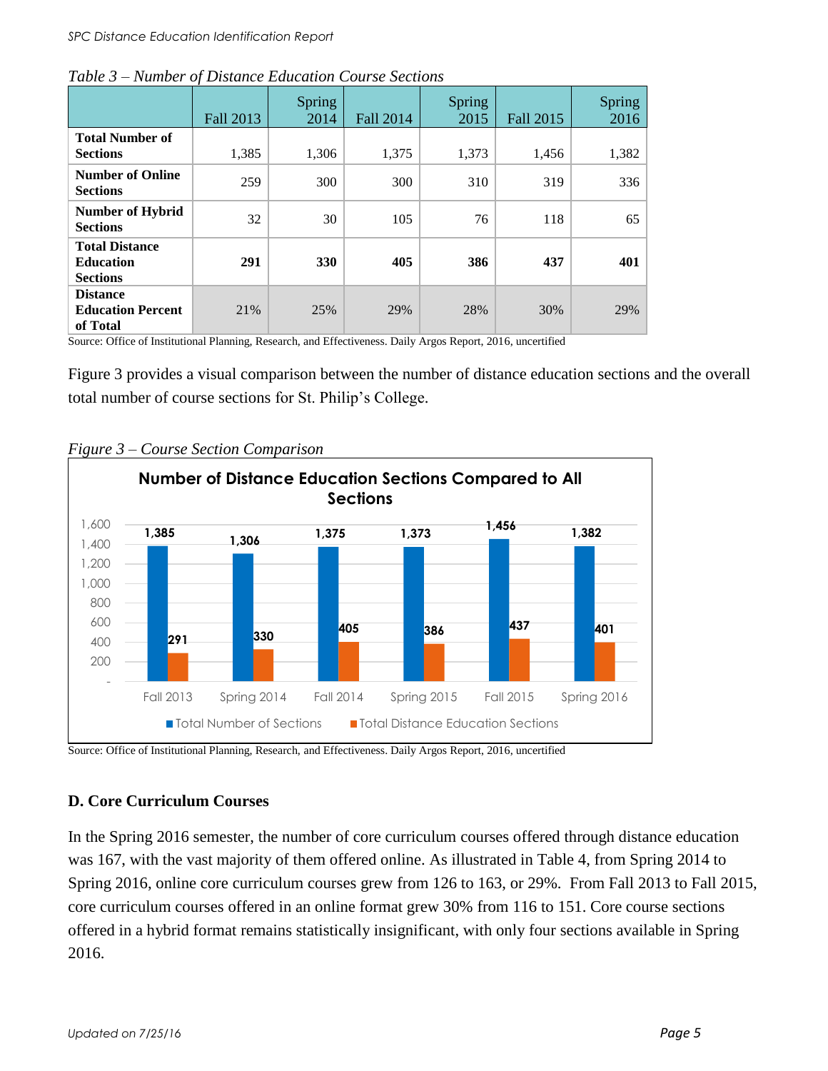*Table 3 – Number of Distance Education Course Sections*

| | Fall 2013 | Spring 2014 | Fall 2014 | Spring 2015 | Fall 2015 | Spring 2016 |
|---|---|---|---|---|---|---|
| **Total Number of Sections** | 1,385 | 1,306 | 1,375 | 1,373 | 1,456 | 1,382 |
| **Number of Online Sections** | 259 | 300 | 300 | 310 | 319 | 336 |
| **Number of Hybrid Sections** | 32 | 30 | 105 | 76 | 118 | 65 |
| **Total Distance Education Sections** | **291** | **330** | **405** | **386** | **437** | **401** |
| **Distance Education Percent of Total** | 21% | 25% | 29% | 28% | 30% | 29% |

Source: Office of Institutional Planning, Research, and Effectiveness. Daily Argos Report, 2016, uncertified

Figure 3 provides a visual comparison between the number of distance education sections and the overall total number of course sections for St. Philip's College.

*Figure 3 – Course Section Comparison*

**Number of Distance Education Sections Compared to All Sections**

| | Fall 2013 | Spring 2014 | Fall 2014 | Spring 2015 | Fall 2015 | Spring 2016 |
|---|---|---|---|---|---|---|
| Total Number of Sections | 1,385 | 1,306 | 1,375 | 1,373 | 1,456 | 1,382 |
| Total Distance Education Sections | 291 | 330 | 405 | 386 | 437 | 401 |

Source: Office of Institutional Planning, Research, and Effectiveness. Daily Argos Report, 2016, uncertified

### D. Core Curriculum Courses

In the Spring 2016 semester, the number of core curriculum courses offered through distance education was 167, with the vast majority of them offered online. As illustrated in Table 4, from Spring 2014 to Spring 2016, online core curriculum courses grew from 126 to 163, or 29%. From Fall 2013 to Fall 2015, core curriculum courses offered in an online format grew 30% from 116 to 151. Core course sections offered in a hybrid format remains statistically insignificant, with only four sections available in Spring 2016.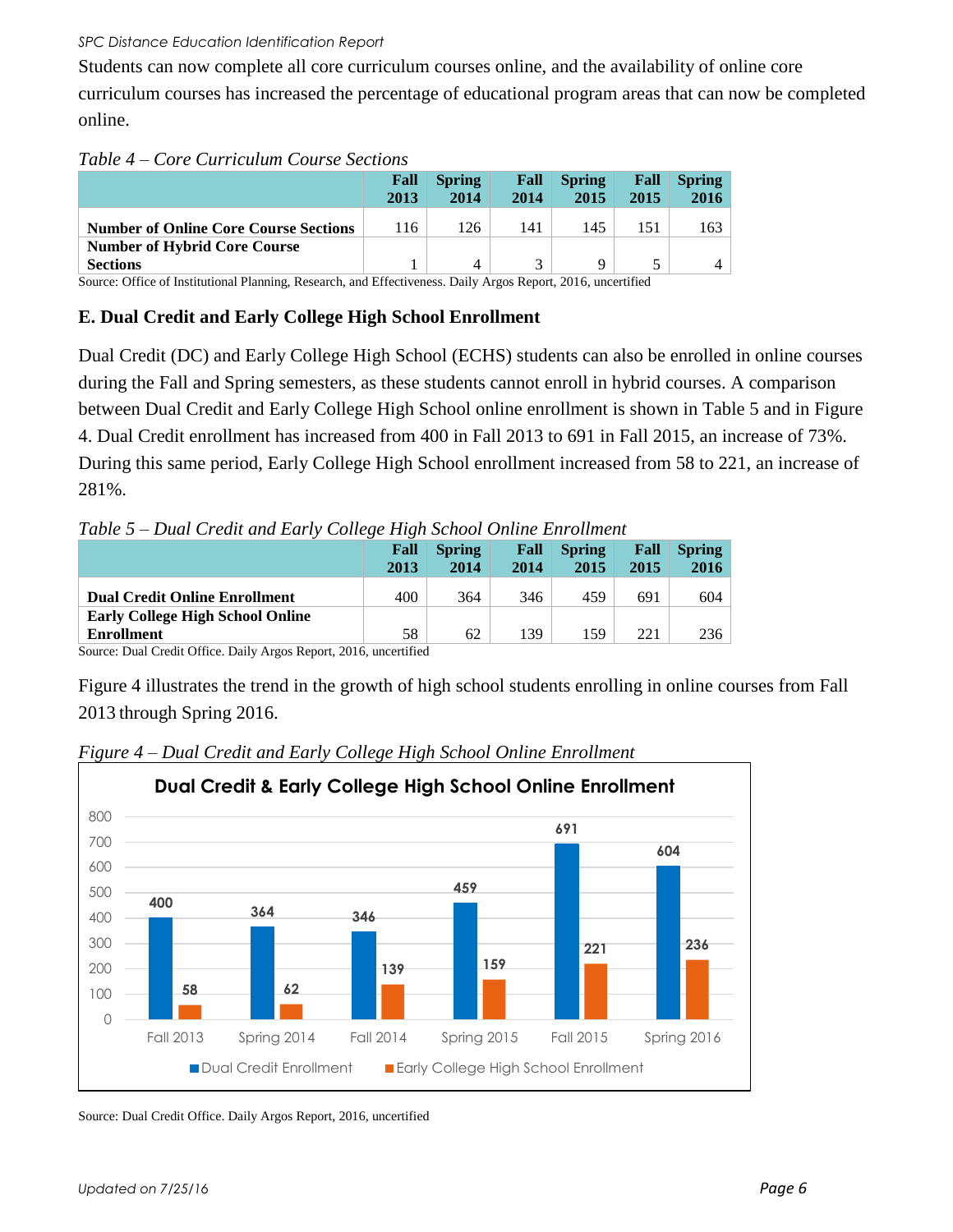Students can now complete all core curriculum courses online, and the availability of online core curriculum courses has increased the percentage of educational program areas that can now be completed online.

*Table 4 – Core Curriculum Course Sections*

| | Fall 2013 | Spring 2014 | Fall 2014 | Spring 2015 | Fall 2015 | Spring 2016 |
|---|---|---|---|---|---|---|
| **Number of Online Core Course Sections** | 116 | 126 | 141 | 145 | 151 | 163 |
| **Number of Hybrid Core Course Sections** | 1 | 4 | 3 | 9 | 5 | 4 |

Source: Office of Institutional Planning, Research, and Effectiveness. Daily Argos Report, 2016, uncertified

## E. Dual Credit and Early College High School Enrollment

Dual Credit (DC) and Early College High School (ECHS) students can also be enrolled in online courses during the Fall and Spring semesters, as these students cannot enroll in hybrid courses. A comparison between Dual Credit and Early College High School online enrollment is shown in Table 5 and in Figure 4. Dual Credit enrollment has increased from 400 in Fall 2013 to 691 in Fall 2015, an increase of 73%. During this same period, Early College High School enrollment increased from 58 to 221, an increase of 281%.

*Table 5 – Dual Credit and Early College High School Online Enrollment*

| | Fall 2013 | Spring 2014 | Fall 2014 | Spring 2015 | Fall 2015 | Spring 2016 |
|---|---|---|---|---|---|---|
| **Dual Credit Online Enrollment** | 400 | 364 | 346 | 459 | 691 | 604 |
| **Early College High School Online Enrollment** | 58 | 62 | 139 | 159 | 221 | 236 |

Source: Dual Credit Office. Daily Argos Report, 2016, uncertified

Figure 4 illustrates the trend in the growth of high school students enrolling in online courses from Fall 2013 through Spring 2016.

*Figure 4 – Dual Credit and Early College High School Online Enrollment*

**Dual Credit & Early College High School Online Enrollment**

| | Fall 2013 | Spring 2014 | Fall 2014 | Spring 2015 | Fall 2015 | Spring 2016 |
|---|---|---|---|---|---|---|
| Dual Credit Enrollment | 400 | 364 | 346 | 459 | 691 | 604 |
| Early College High School Enrollment | 58 | 62 | 139 | 159 | 221 | 236 |

Source: Dual Credit Office. Daily Argos Report, 2016, uncertified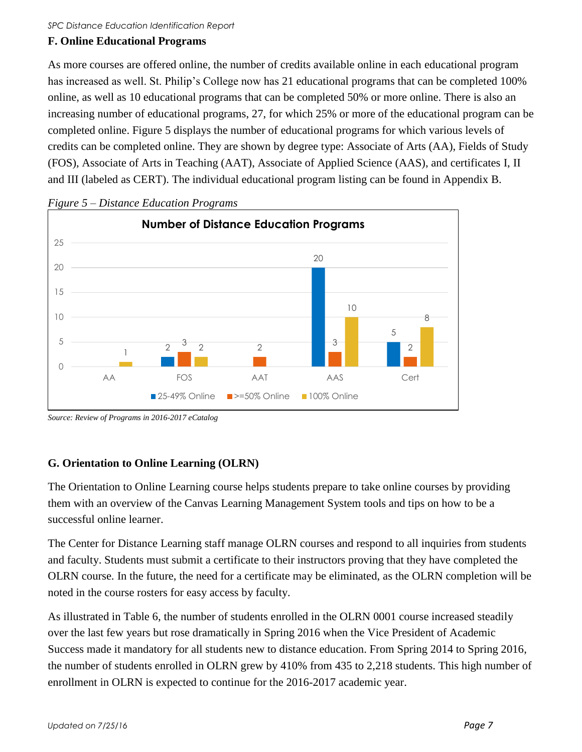## F. Online Educational Programs

As more courses are offered online, the number of credits available online in each educational program has increased as well. St. Philip's College now has 21 educational programs that can be completed 100% online, as well as 10 educational programs that can be completed 50% or more online. There is also an increasing number of educational programs, 27, for which 25% or more of the educational program can be completed online. Figure 5 displays the number of educational programs for which various levels of credits can be completed online. They are shown by degree type: Associate of Arts (AA), Fields of Study (FOS), Associate of Arts in Teaching (AAT), Associate of Applied Science (AAS), and certificates I, II and III (labeled as CERT). The individual educational program listing can be found in Appendix B.

*Figure 5 – Distance Education Programs*

**Number of Distance Education Programs**

| | AA | FOS | AAT | AAS | Cert |
|---|---|---|---|---|---|
| 25-49% Online | | 2 | | 20 | 5 |
| >=50% Online | | 3 | 2 | 3 | 2 |
| 100% Online | 1 | 2 | | 10 | 8 |

*Source: Review of Programs in 2016-2017 eCatalog*

## G. Orientation to Online Learning (OLRN)

The Orientation to Online Learning course helps students prepare to take online courses by providing them with an overview of the Canvas Learning Management System tools and tips on how to be a successful online learner.

The Center for Distance Learning staff manage OLRN courses and respond to all inquiries from students and faculty. Students must submit a certificate to their instructors proving that they have completed the OLRN course. In the future, the need for a certificate may be eliminated, as the OLRN completion will be noted in the course rosters for easy access by faculty.

As illustrated in Table 6, the number of students enrolled in the OLRN 0001 course increased steadily over the last few years but rose dramatically in Spring 2016 when the Vice President of Academic Success made it mandatory for all students new to distance education. From Spring 2014 to Spring 2016, the number of students enrolled in OLRN grew by 410% from 435 to 2,218 students. This high number of enrollment in OLRN is expected to continue for the 2016-2017 academic year.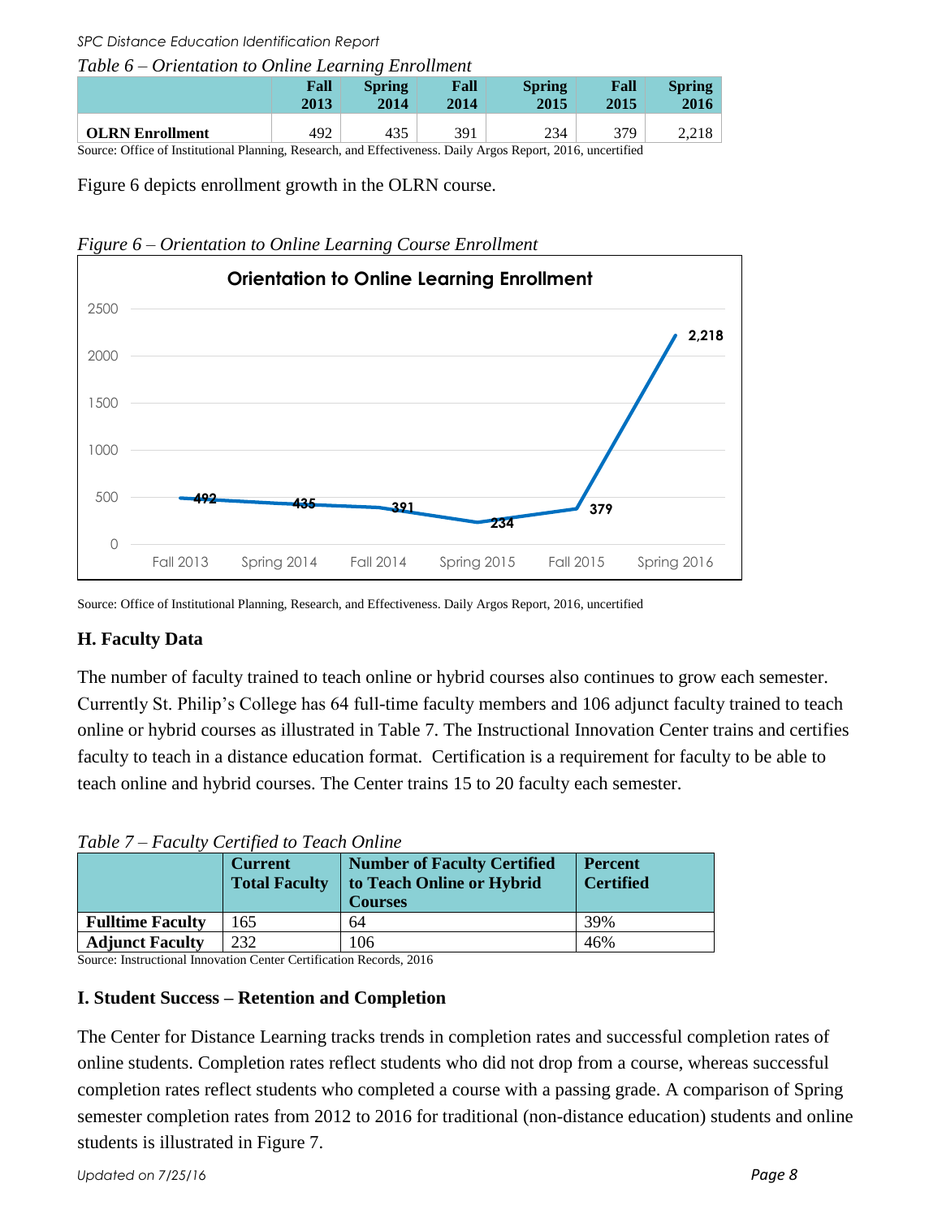*Table 6 – Orientation to Online Learning Enrollment*

| | Fall 2013 | Spring 2014 | Fall 2014 | Spring 2015 | Fall 2015 | Spring 2016 |
|---|---|---|---|---|---|---|
| **OLRN Enrollment** | 492 | 435 | 391 | 234 | 379 | 2,218 |

Source: Office of Institutional Planning, Research, and Effectiveness. Daily Argos Report, 2016, uncertified

Figure 6 depicts enrollment growth in the OLRN course.

*Figure 6 – Orientation to Online Learning Course Enrollment*

Source: Office of Institutional Planning, Research, and Effectiveness. Daily Argos Report, 2016, uncertified

### H. Faculty Data

The number of faculty trained to teach online or hybrid courses also continues to grow each semester. Currently St. Philip's College has 64 full-time faculty members and 106 adjunct faculty trained to teach online or hybrid courses as illustrated in Table 7. The Instructional Innovation Center trains and certifies faculty to teach in a distance education format. Certification is a requirement for faculty to be able to teach online and hybrid courses. The Center trains 15 to 20 faculty each semester.

*Table 7 – Faculty Certified to Teach Online*

| | Current Total Faculty | Number of Faculty Certified to Teach Online or Hybrid Courses | Percent Certified |
|---|---|---|---|
| **Fulltime Faculty** | 165 | 64 | 39% |
| **Adjunct Faculty** | 232 | 106 | 46% |

Source: Instructional Innovation Center Certification Records, 2016

### I. Student Success – Retention and Completion

The Center for Distance Learning tracks trends in completion rates and successful completion rates of online students. Completion rates reflect students who did not drop from a course, whereas successful completion rates reflect students who completed a course with a passing grade. A comparison of Spring semester completion rates from 2012 to 2016 for traditional (non-distance education) students and online students is illustrated in Figure 7.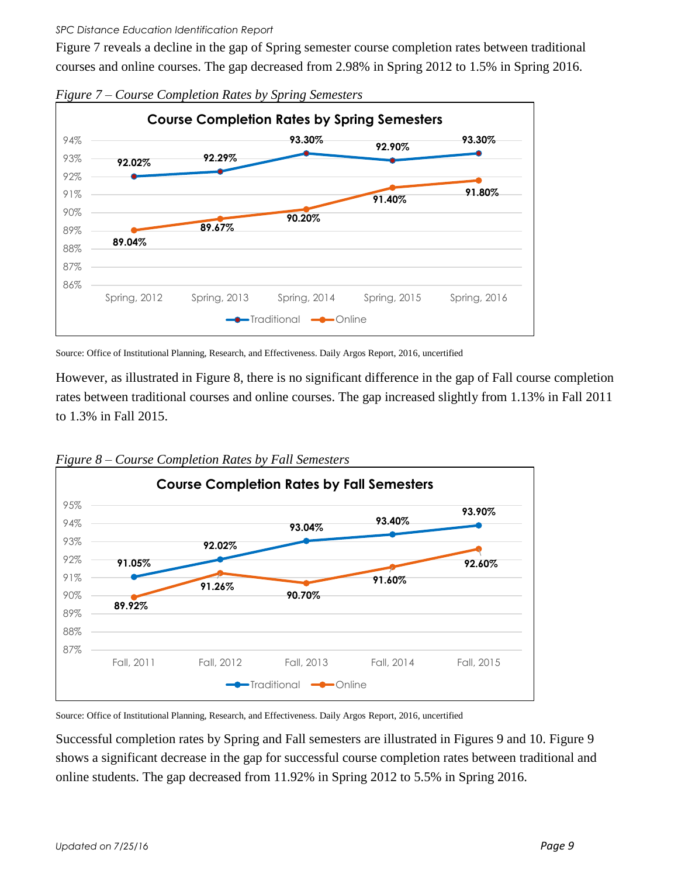Figure 7 reveals a decline in the gap of Spring semester course completion rates between traditional courses and online courses. The gap decreased from 2.98% in Spring 2012 to 1.5% in Spring 2016.

*Figure 7 – Course Completion Rates by Spring Semesters*

**Course Completion Rates by Spring Semesters**

| | Spring, 2012 | Spring, 2013 | Spring, 2014 | Spring, 2015 | Spring, 2016 |
|---|---|---|---|---|---|
| Traditional | 92.02% | 92.29% | 93.30% | 92.90% | 93.30% |
| Online | 89.04% | 89.67% | 90.20% | 91.40% | 91.80% |

Source: Office of Institutional Planning, Research, and Effectiveness. Daily Argos Report, 2016, uncertified

However, as illustrated in Figure 8, there is no significant difference in the gap of Fall course completion rates between traditional courses and online courses. The gap increased slightly from 1.13% in Fall 2011 to 1.3% in Fall 2015.

*Figure 8 – Course Completion Rates by Fall Semesters*

**Course Completion Rates by Fall Semesters**

| | Fall, 2011 | Fall, 2012 | Fall, 2013 | Fall, 2014 | Fall, 2015 |
|---|---|---|---|---|---|
| Traditional | 91.05% | 92.02% | 93.04% | 93.40% | 93.90% |
| Online | 89.92% | 91.26% | 90.70% | 91.60% | 92.60% |

Source: Office of Institutional Planning, Research, and Effectiveness. Daily Argos Report, 2016, uncertified

Successful completion rates by Spring and Fall semesters are illustrated in Figures 9 and 10. Figure 9 shows a significant decrease in the gap for successful course completion rates between traditional and online students. The gap decreased from 11.92% in Spring 2012 to 5.5% in Spring 2016.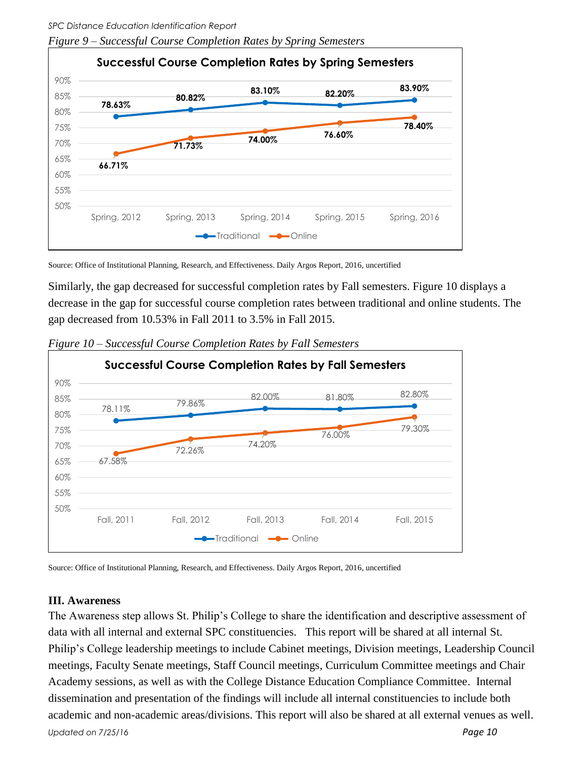*Figure 9 – Successful Course Completion Rates by Spring Semesters*

**Successful Course Completion Rates by Spring Semesters**

| | Spring, 2012 | Spring, 2013 | Spring, 2014 | Spring, 2015 | Spring, 2016 |
|---|---|---|---|---|---|
| Traditional | 78.63% | 80.82% | 83.10% | 82.20% | 83.90% |
| Online | 66.71% | 71.73% | 74.00% | 76.60% | 78.40% |

Source: Office of Institutional Planning, Research, and Effectiveness. Daily Argos Report, 2016, uncertified

Similarly, the gap decreased for successful completion rates by Fall semesters. Figure 10 displays a decrease in the gap for successful course completion rates between traditional and online students. The gap decreased from 10.53% in Fall 2011 to 3.5% in Fall 2015.

*Figure 10 – Successful Course Completion Rates by Fall Semesters*

**Successful Course Completion Rates by Fall Semesters**

| | Fall, 2011 | Fall, 2012 | Fall, 2013 | Fall, 2014 | Fall, 2015 |
|---|---|---|---|---|---|
| Traditional | 78.11% | 79.86% | 82.00% | 81.80% | 82.80% |
| Online | 67.58% | 72.26% | 74.20% | 76.00% | 79.30% |

Source: Office of Institutional Planning, Research, and Effectiveness. Daily Argos Report, 2016, uncertified

### III. Awareness

The Awareness step allows St. Philip's College to share the identification and descriptive assessment of data with all internal and external SPC constituencies. This report will be shared at all internal St. Philip's College leadership meetings to include Cabinet meetings, Division meetings, Leadership Council meetings, Faculty Senate meetings, Staff Council meetings, Curriculum Committee meetings and Chair Academy sessions, as well as with the College Distance Education Compliance Committee. Internal dissemination and presentation of the findings will include all internal constituencies to include both academic and non-academic areas/divisions. This report will also be shared at all external venues as well.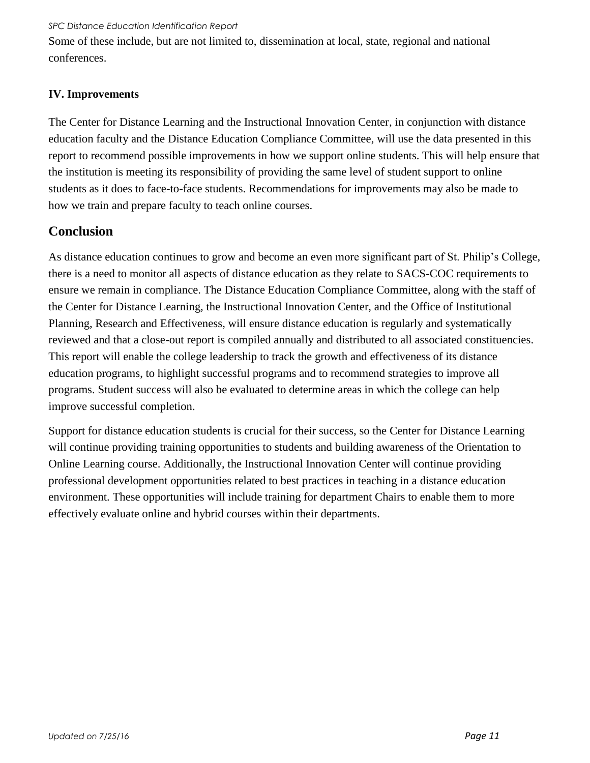Some of these include, but are not limited to, dissemination at local, state, regional and national conferences.

### IV. Improvements

The Center for Distance Learning and the Instructional Innovation Center, in conjunction with distance education faculty and the Distance Education Compliance Committee, will use the data presented in this report to recommend possible improvements in how we support online students. This will help ensure that the institution is meeting its responsibility of providing the same level of student support to online students as it does to face-to-face students. Recommendations for improvements may also be made to how we train and prepare faculty to teach online courses.

## Conclusion

As distance education continues to grow and become an even more significant part of St. Philip's College, there is a need to monitor all aspects of distance education as they relate to SACS-COC requirements to ensure we remain in compliance. The Distance Education Compliance Committee, along with the staff of the Center for Distance Learning, the Instructional Innovation Center, and the Office of Institutional Planning, Research and Effectiveness, will ensure distance education is regularly and systematically reviewed and that a close-out report is compiled annually and distributed to all associated constituencies. This report will enable the college leadership to track the growth and effectiveness of its distance education programs, to highlight successful programs and to recommend strategies to improve all programs. Student success will also be evaluated to determine areas in which the college can help improve successful completion.

Support for distance education students is crucial for their success, so the Center for Distance Learning will continue providing training opportunities to students and building awareness of the Orientation to Online Learning course. Additionally, the Instructional Innovation Center will continue providing professional development opportunities related to best practices in teaching in a distance education environment. These opportunities will include training for department Chairs to enable them to more effectively evaluate online and hybrid courses within their departments.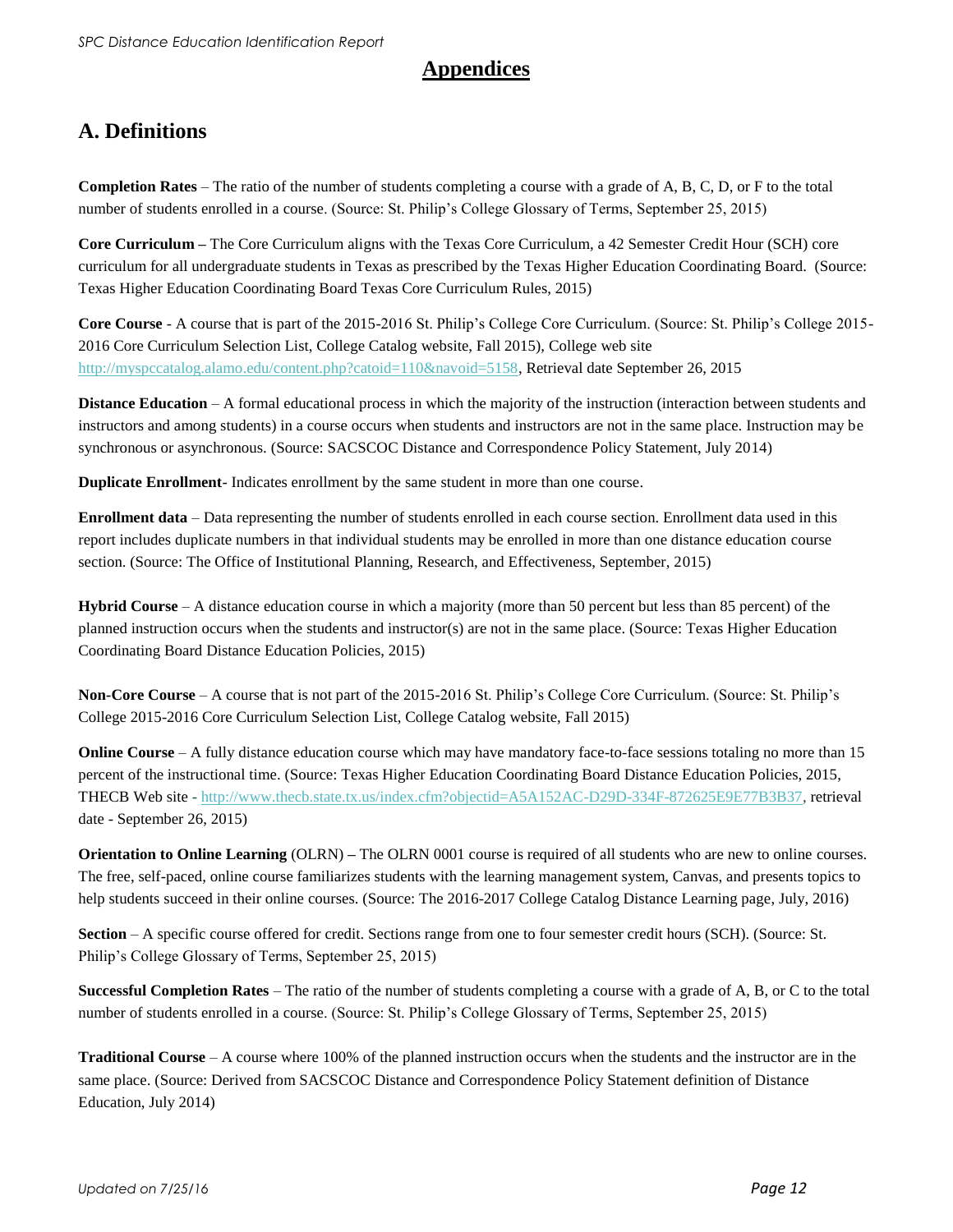# Appendices

## A. Definitions

**Completion Rates** – The ratio of the number of students completing a course with a grade of A, B, C, D, or F to the total number of students enrolled in a course. (Source: St. Philip's College Glossary of Terms, September 25, 2015)

**Core Curriculum –** The Core Curriculum aligns with the Texas Core Curriculum, a 42 Semester Credit Hour (SCH) core curriculum for all undergraduate students in Texas as prescribed by the Texas Higher Education Coordinating Board. (Source: Texas Higher Education Coordinating Board Texas Core Curriculum Rules, 2015)

**Core Course** - A course that is part of the 2015-2016 St. Philip's College Core Curriculum. (Source: St. Philip's College 2015-2016 Core Curriculum Selection List, College Catalog website, Fall 2015), College web site http://myspccatalog.alamo.edu/content.php?catoid=110&navoid=5158, Retrieval date September 26, 2015

**Distance Education** – A formal educational process in which the majority of the instruction (interaction between students and instructors and among students) in a course occurs when students and instructors are not in the same place. Instruction may be synchronous or asynchronous. (Source: SACSCOC Distance and Correspondence Policy Statement, July 2014)

**Duplicate Enrollment**- Indicates enrollment by the same student in more than one course.

**Enrollment data** – Data representing the number of students enrolled in each course section. Enrollment data used in this report includes duplicate numbers in that individual students may be enrolled in more than one distance education course section. (Source: The Office of Institutional Planning, Research, and Effectiveness, September, 2015)

**Hybrid Course** – A distance education course in which a majority (more than 50 percent but less than 85 percent) of the planned instruction occurs when the students and instructor(s) are not in the same place. (Source: Texas Higher Education Coordinating Board Distance Education Policies, 2015)

**Non-Core Course** – A course that is not part of the 2015-2016 St. Philip's College Core Curriculum. (Source: St. Philip's College 2015-2016 Core Curriculum Selection List, College Catalog website, Fall 2015)

**Online Course** – A fully distance education course which may have mandatory face-to-face sessions totaling no more than 15 percent of the instructional time. (Source: Texas Higher Education Coordinating Board Distance Education Policies, 2015, THECB Web site - http://www.thecb.state.tx.us/index.cfm?objectid=A5A152AC-D29D-334F-872625E9E77B3B37, retrieval date - September 26, 2015)

**Orientation to Online Learning** (OLRN) **–** The OLRN 0001 course is required of all students who are new to online courses. The free, self-paced, online course familiarizes students with the learning management system, Canvas, and presents topics to help students succeed in their online courses. (Source: The 2016-2017 College Catalog Distance Learning page, July, 2016)

**Section** – A specific course offered for credit. Sections range from one to four semester credit hours (SCH). (Source: St. Philip's College Glossary of Terms, September 25, 2015)

**Successful Completion Rates** – The ratio of the number of students completing a course with a grade of A, B, or C to the total number of students enrolled in a course. (Source: St. Philip's College Glossary of Terms, September 25, 2015)

**Traditional Course** – A course where 100% of the planned instruction occurs when the students and the instructor are in the same place. (Source: Derived from SACSCOC Distance and Correspondence Policy Statement definition of Distance Education, July 2014)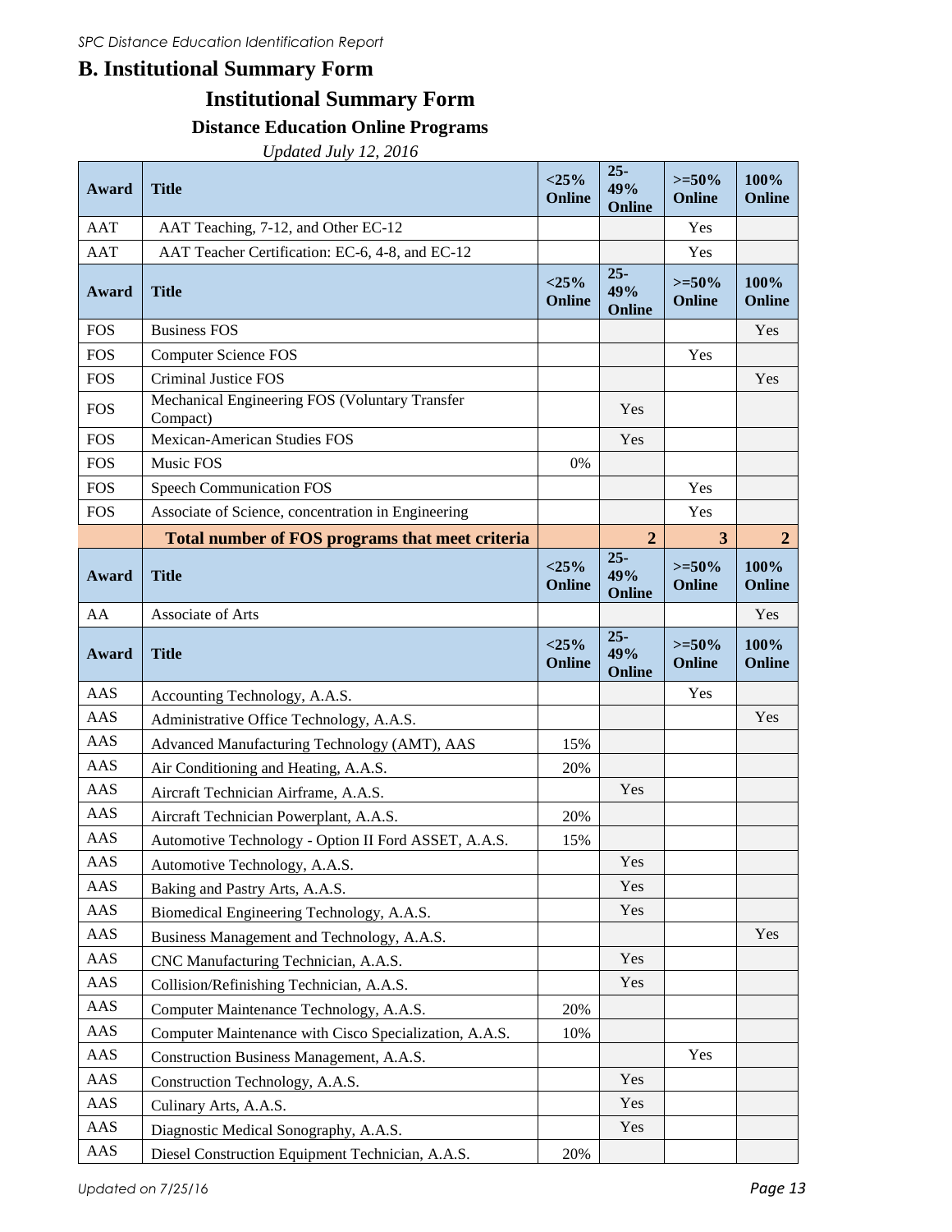## B. Institutional Summary Form

# Institutional Summary Form

### Distance Education Online Programs

*Updated July 12, 2016*

| Award | Title | <25% Online | 25-49% Online | >=50% Online | 100% Online |
|---|---|---|---|---|---|
| AAT | AAT Teaching, 7-12, and Other EC-12 | | | Yes | |
| AAT | AAT Teacher Certification: EC-6, 4-8, and EC-12 | | | Yes | |
| **Award** | **Title** | **<25% Online** | **25-49% Online** | **>=50% Online** | **100% Online** |
| FOS | Business FOS | | | | Yes |
| FOS | Computer Science FOS | | | Yes | |
| FOS | Criminal Justice FOS | | | | Yes |
| FOS | Mechanical Engineering FOS (Voluntary Transfer Compact) | | Yes | | |
| FOS | Mexican-American Studies FOS | | Yes | | |
| FOS | Music FOS | 0% | | | |
| FOS | Speech Communication FOS | | | Yes | |
| FOS | Associate of Science, concentration in Engineering | | | Yes | |
| | **Total number of FOS programs that meet criteria** | | **2** | **3** | **2** |
| **Award** | **Title** | **<25% Online** | **25-49% Online** | **>=50% Online** | **100% Online** |
| AA | Associate of Arts | | | | Yes |
| **Award** | **Title** | **<25% Online** | **25-49% Online** | **>=50% Online** | **100% Online** |
| AAS | Accounting Technology, A.A.S. | | | Yes | |
| AAS | Administrative Office Technology, A.A.S. | | | | Yes |
| AAS | Advanced Manufacturing Technology (AMT), AAS | 15% | | | |
| AAS | Air Conditioning and Heating, A.A.S. | 20% | | | |
| AAS | Aircraft Technician Airframe, A.A.S. | | Yes | | |
| AAS | Aircraft Technician Powerplant, A.A.S. | 20% | | | |
| AAS | Automotive Technology - Option II Ford ASSET, A.A.S. | 15% | | | |
| AAS | Automotive Technology, A.A.S. | | Yes | | |
| AAS | Baking and Pastry Arts, A.A.S. | | Yes | | |
| AAS | Biomedical Engineering Technology, A.A.S. | | Yes | | |
| AAS | Business Management and Technology, A.A.S. | | | | Yes |
| AAS | CNC Manufacturing Technician, A.A.S. | | Yes | | |
| AAS | Collision/Refinishing Technician, A.A.S. | | Yes | | |
| AAS | Computer Maintenance Technology, A.A.S. | 20% | | | |
| AAS | Computer Maintenance with Cisco Specialization, A.A.S. | 10% | | | |
| AAS | Construction Business Management, A.A.S. | | | Yes | |
| AAS | Construction Technology, A.A.S. | | Yes | | |
| AAS | Culinary Arts, A.A.S. | | Yes | | |
| AAS | Diagnostic Medical Sonography, A.A.S. | | Yes | | |
| AAS | Diesel Construction Equipment Technician, A.A.S. | 20% | | | |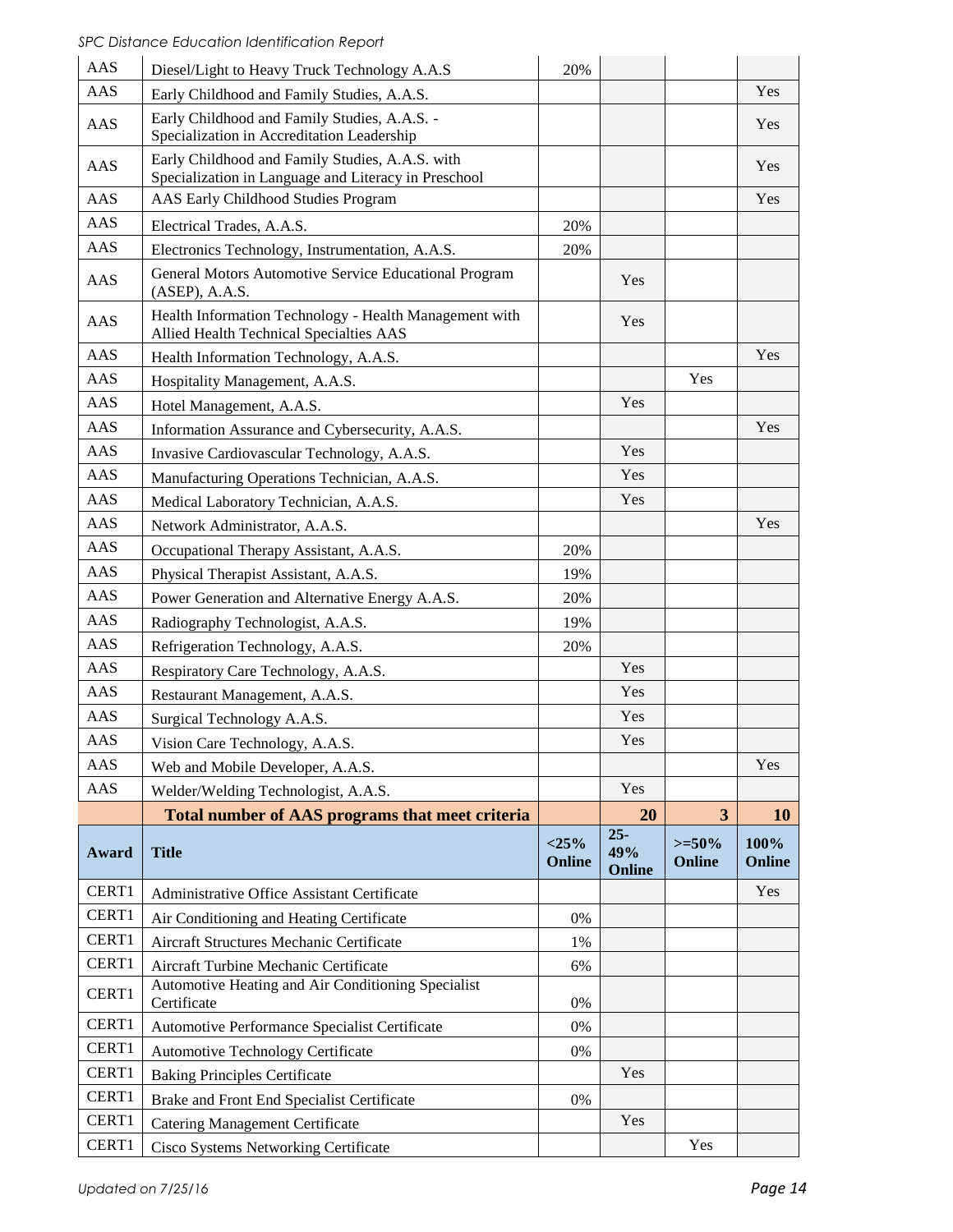| AAS | Diesel/Light to Heavy Truck Technology A.A.S | 20% | | | |
|---|---|---|---|---|---|
| AAS | Early Childhood and Family Studies, A.A.S. | | | | Yes |
| AAS | Early Childhood and Family Studies, A.A.S. - Specialization in Accreditation Leadership | | | | Yes |
| AAS | Early Childhood and Family Studies, A.A.S. with Specialization in Language and Literacy in Preschool | | | | Yes |
| AAS | AAS Early Childhood Studies Program | | | | Yes |
| AAS | Electrical Trades, A.A.S. | 20% | | | |
| AAS | Electronics Technology, Instrumentation, A.A.S. | 20% | | | |
| AAS | General Motors Automotive Service Educational Program (ASEP), A.A.S. | | Yes | | |
| AAS | Health Information Technology - Health Management with Allied Health Technical Specialties AAS | | Yes | | |
| AAS | Health Information Technology, A.A.S. | | | | Yes |
| AAS | Hospitality Management, A.A.S. | | | Yes | |
| AAS | Hotel Management, A.A.S. | | Yes | | |
| AAS | Information Assurance and Cybersecurity, A.A.S. | | | | Yes |
| AAS | Invasive Cardiovascular Technology, A.A.S. | | Yes | | |
| AAS | Manufacturing Operations Technician, A.A.S. | | Yes | | |
| AAS | Medical Laboratory Technician, A.A.S. | | Yes | | |
| AAS | Network Administrator, A.A.S. | | | | Yes |
| AAS | Occupational Therapy Assistant, A.A.S. | 20% | | | |
| AAS | Physical Therapist Assistant, A.A.S. | 19% | | | |
| AAS | Power Generation and Alternative Energy A.A.S. | 20% | | | |
| AAS | Radiography Technologist, A.A.S. | 19% | | | |
| AAS | Refrigeration Technology, A.A.S. | 20% | | | |
| AAS | Respiratory Care Technology, A.A.S. | | Yes | | |
| AAS | Restaurant Management, A.A.S. | | Yes | | |
| AAS | Surgical Technology A.A.S. | | Yes | | |
| AAS | Vision Care Technology, A.A.S. | | Yes | | |
| AAS | Web and Mobile Developer, A.A.S. | | | | Yes |
| AAS | Welder/Welding Technologist, A.A.S. | | Yes | | |
| | **Total number of AAS programs that meet criteria** | | **20** | **3** | **10** |

| Award | Title | <25% Online | 25-49% Online | >=50% Online | 100% Online |
|---|---|---|---|---|---|
| CERT1 | Administrative Office Assistant Certificate | | | | Yes |
| CERT1 | Air Conditioning and Heating Certificate | 0% | | | |
| CERT1 | Aircraft Structures Mechanic Certificate | 1% | | | |
| CERT1 | Aircraft Turbine Mechanic Certificate | 6% | | | |
| CERT1 | Automotive Heating and Air Conditioning Specialist Certificate | 0% | | | |
| CERT1 | Automotive Performance Specialist Certificate | 0% | | | |
| CERT1 | Automotive Technology Certificate | 0% | | | |
| CERT1 | Baking Principles Certificate | | Yes | | |
| CERT1 | Brake and Front End Specialist Certificate | 0% | | | |
| CERT1 | Catering Management Certificate | | Yes | | |
| CERT1 | Cisco Systems Networking Certificate | | | Yes | |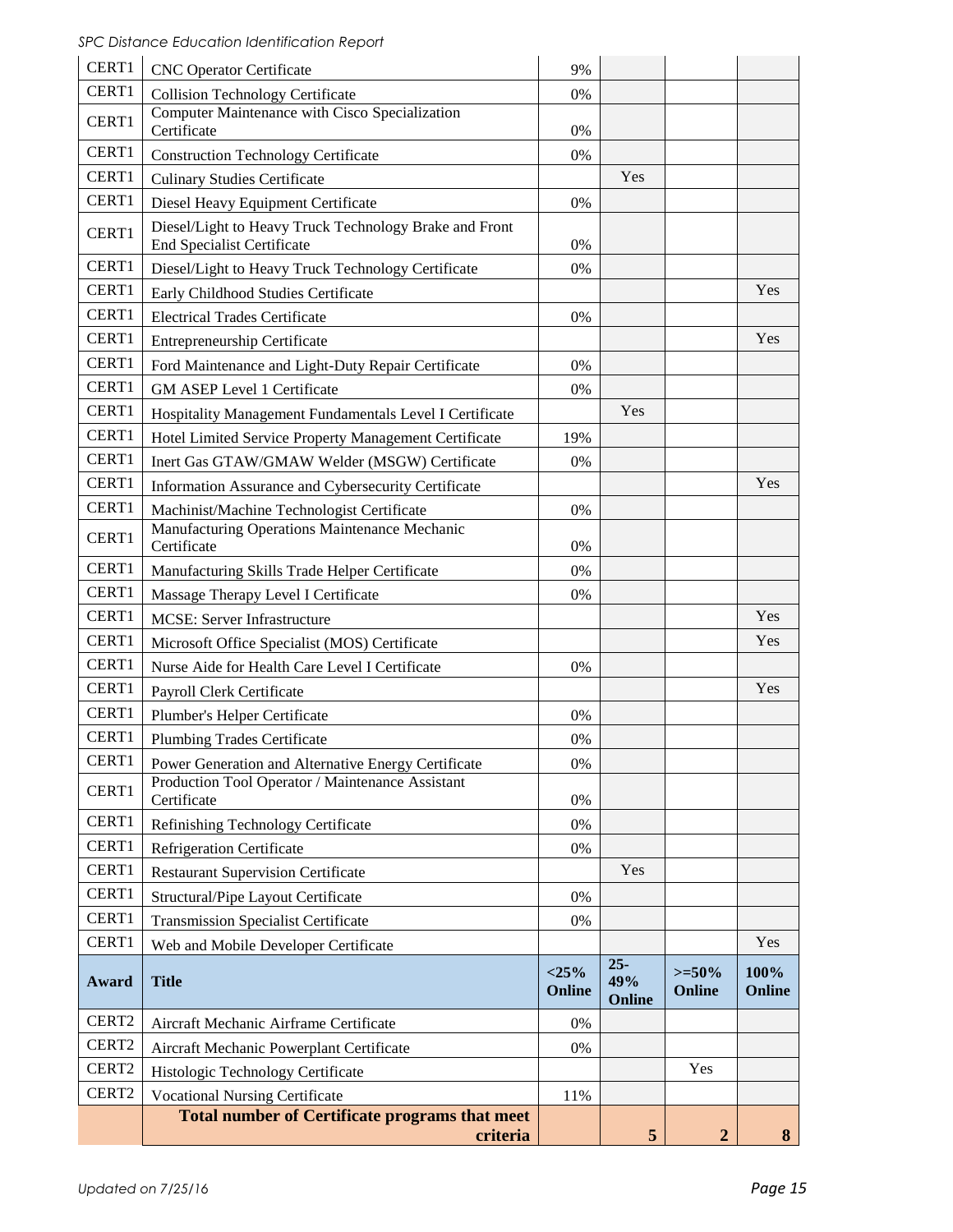| | | | | | |
|---|---|---|---|---|---|
| CERT1 | CNC Operator Certificate | 9% | | | |
| CERT1 | Collision Technology Certificate | 0% | | | |
| CERT1 | Computer Maintenance with Cisco Specialization Certificate | 0% | | | |
| CERT1 | Construction Technology Certificate | 0% | | | |
| CERT1 | Culinary Studies Certificate | | Yes | | |
| CERT1 | Diesel Heavy Equipment Certificate | 0% | | | |
| CERT1 | Diesel/Light to Heavy Truck Technology Brake and Front End Specialist Certificate | 0% | | | |
| CERT1 | Diesel/Light to Heavy Truck Technology Certificate | 0% | | | |
| CERT1 | Early Childhood Studies Certificate | | | | Yes |
| CERT1 | Electrical Trades Certificate | 0% | | | |
| CERT1 | Entrepreneurship Certificate | | | | Yes |
| CERT1 | Ford Maintenance and Light-Duty Repair Certificate | 0% | | | |
| CERT1 | GM ASEP Level 1 Certificate | 0% | | | |
| CERT1 | Hospitality Management Fundamentals Level I Certificate | | Yes | | |
| CERT1 | Hotel Limited Service Property Management Certificate | 19% | | | |
| CERT1 | Inert Gas GTAW/GMAW Welder (MSGW) Certificate | 0% | | | |
| CERT1 | Information Assurance and Cybersecurity Certificate | | | | Yes |
| CERT1 | Machinist/Machine Technologist Certificate | 0% | | | |
| CERT1 | Manufacturing Operations Maintenance Mechanic Certificate | 0% | | | |
| CERT1 | Manufacturing Skills Trade Helper Certificate | 0% | | | |
| CERT1 | Massage Therapy Level I Certificate | 0% | | | |
| CERT1 | MCSE: Server Infrastructure | | | | Yes |
| CERT1 | Microsoft Office Specialist (MOS) Certificate | | | | Yes |
| CERT1 | Nurse Aide for Health Care Level I Certificate | 0% | | | |
| CERT1 | Payroll Clerk Certificate | | | | Yes |
| CERT1 | Plumber's Helper Certificate | 0% | | | |
| CERT1 | Plumbing Trades Certificate | 0% | | | |
| CERT1 | Power Generation and Alternative Energy Certificate | 0% | | | |
| CERT1 | Production Tool Operator / Maintenance Assistant Certificate | 0% | | | |
| CERT1 | Refinishing Technology Certificate | 0% | | | |
| CERT1 | Refrigeration Certificate | 0% | | | |
| CERT1 | Restaurant Supervision Certificate | | Yes | | |
| CERT1 | Structural/Pipe Layout Certificate | 0% | | | |
| CERT1 | Transmission Specialist Certificate | 0% | | | |
| CERT1 | Web and Mobile Developer Certificate | | | | Yes |
| **Award** | **Title** | **<25% Online** | **25-49% Online** | **>=50% Online** | **100% Online** |
| CERT2 | Aircraft Mechanic Airframe Certificate | 0% | | | |
| CERT2 | Aircraft Mechanic Powerplant Certificate | 0% | | | |
| CERT2 | Histologic Technology Certificate | | | Yes | |
| CERT2 | Vocational Nursing Certificate | 11% | | | |
| | **Total number of Certificate programs that meet criteria** | | **5** | **2** | **8** |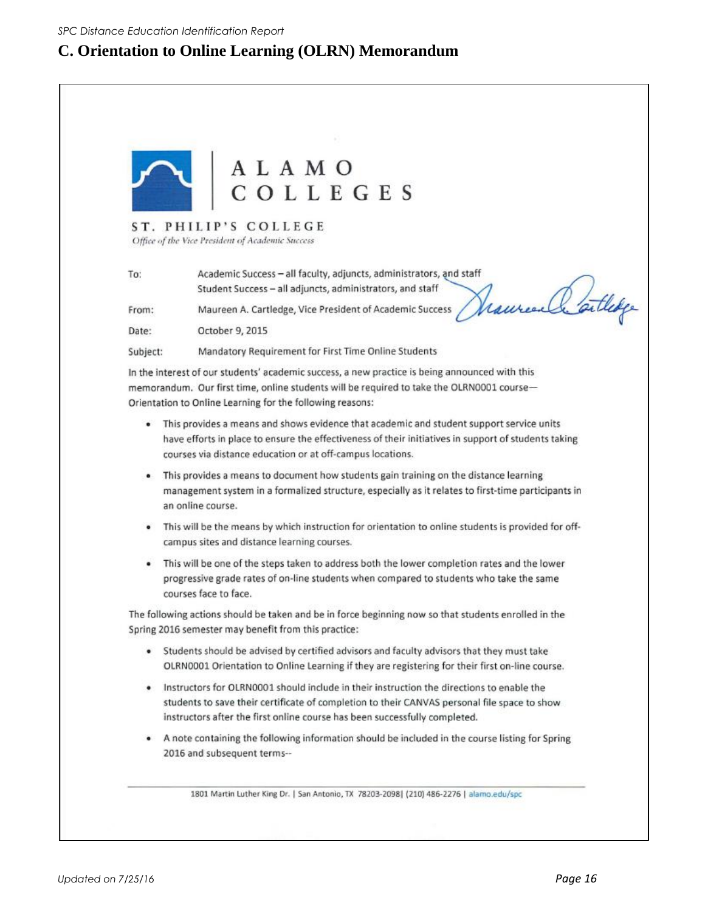## C. Orientation to Online Learning (OLRN) Memorandum

ALAMO COLLEGES

ST. PHILIP'S COLLEGE

*Office of the Vice President of Academic Success*

| | |
|---|---|
| To: | Academic Success – all faculty, adjuncts, administrators, and staff<br>Student Success – all adjuncts, administrators, and staff |
| From: | Maureen A. Cartledge, Vice President of Academic Success |
| Date: | October 9, 2015 |
| Subject: | Mandatory Requirement for First Time Online Students |

In the interest of our students' academic success, a new practice is being announced with this memorandum. Our first time, online students will be required to take the OLRN0001 course—Orientation to Online Learning for the following reasons:

- This provides a means and shows evidence that academic and student support service units have efforts in place to ensure the effectiveness of their initiatives in support of students taking courses via distance education or at off-campus locations.
- This provides a means to document how students gain training on the distance learning management system in a formalized structure, especially as it relates to first-time participants in an online course.
- This will be the means by which instruction for orientation to online students is provided for off-campus sites and distance learning courses.
- This will be one of the steps taken to address both the lower completion rates and the lower progressive grade rates of on-line students when compared to students who take the same courses face to face.

The following actions should be taken and be in force beginning now so that students enrolled in the Spring 2016 semester may benefit from this practice:

- Students should be advised by certified advisors and faculty advisors that they must take OLRN0001 Orientation to Online Learning if they are registering for their first on-line course.
- Instructors for OLRN0001 should include in their instruction the directions to enable the students to save their certificate of completion to their CANVAS personal file space to show instructors after the first online course has been successfully completed.
- A note containing the following information should be included in the course listing for Spring 2016 and subsequent terms--

1801 Martin Luther King Dr. | San Antonio, TX 78203-2098| (210) 486-2276 | alamo.edu/spc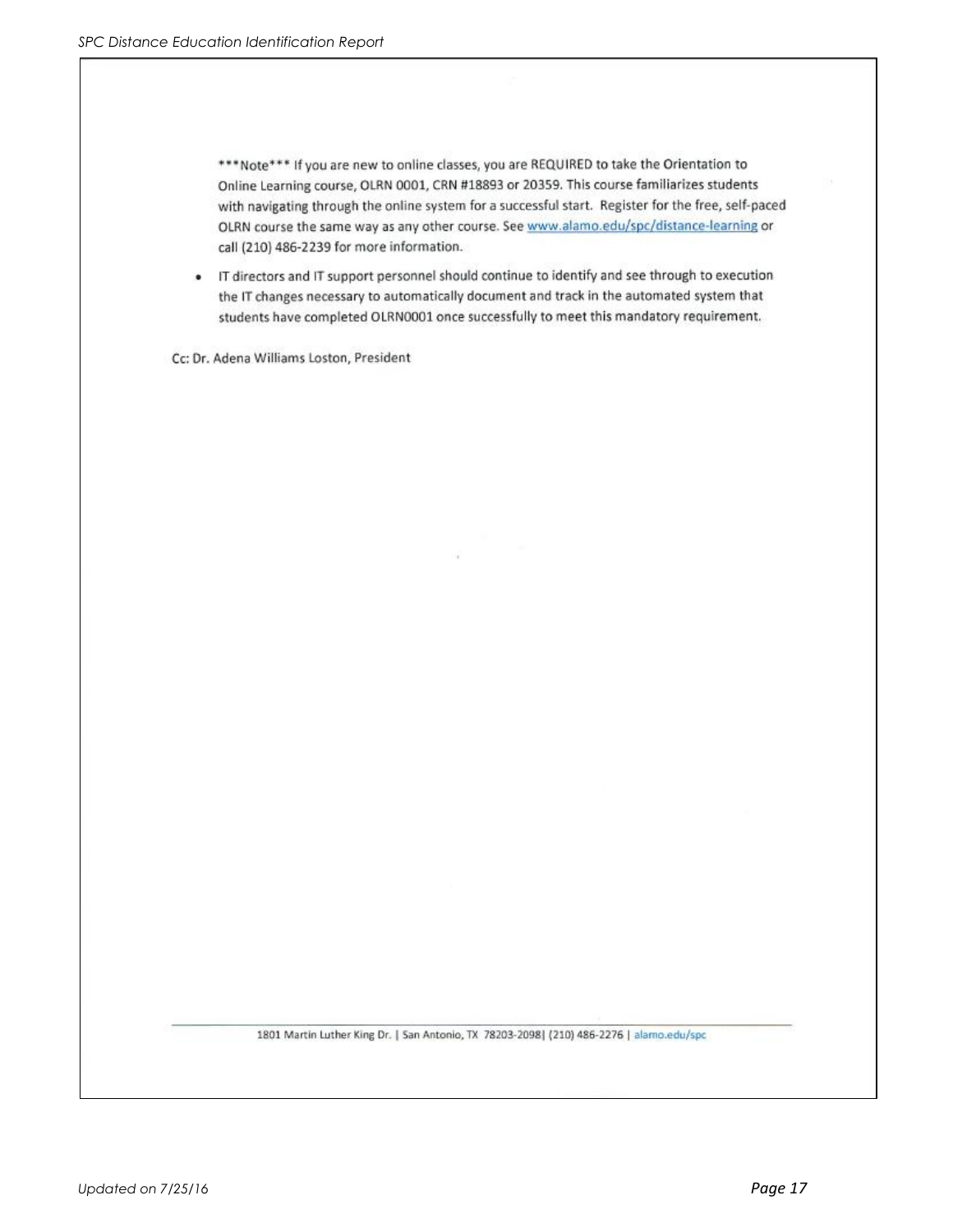***Note*** If you are new to online classes, you are REQUIRED to take the Orientation to Online Learning course, OLRN 0001, CRN #18893 or 20359. This course familiarizes students with navigating through the online system for a successful start. Register for the free, self-paced OLRN course the same way as any other course. See www.alamo.edu/spc/distance-learning or call (210) 486-2239 for more information.

- IT directors and IT support personnel should continue to identify and see through to execution the IT changes necessary to automatically document and track in the automated system that students have completed OLRN0001 once successfully to meet this mandatory requirement.

Cc: Dr. Adena Williams Loston, President

1801 Martin Luther King Dr. | San Antonio, TX 78203-2098| (210) 486-2276 | alamo.edu/spc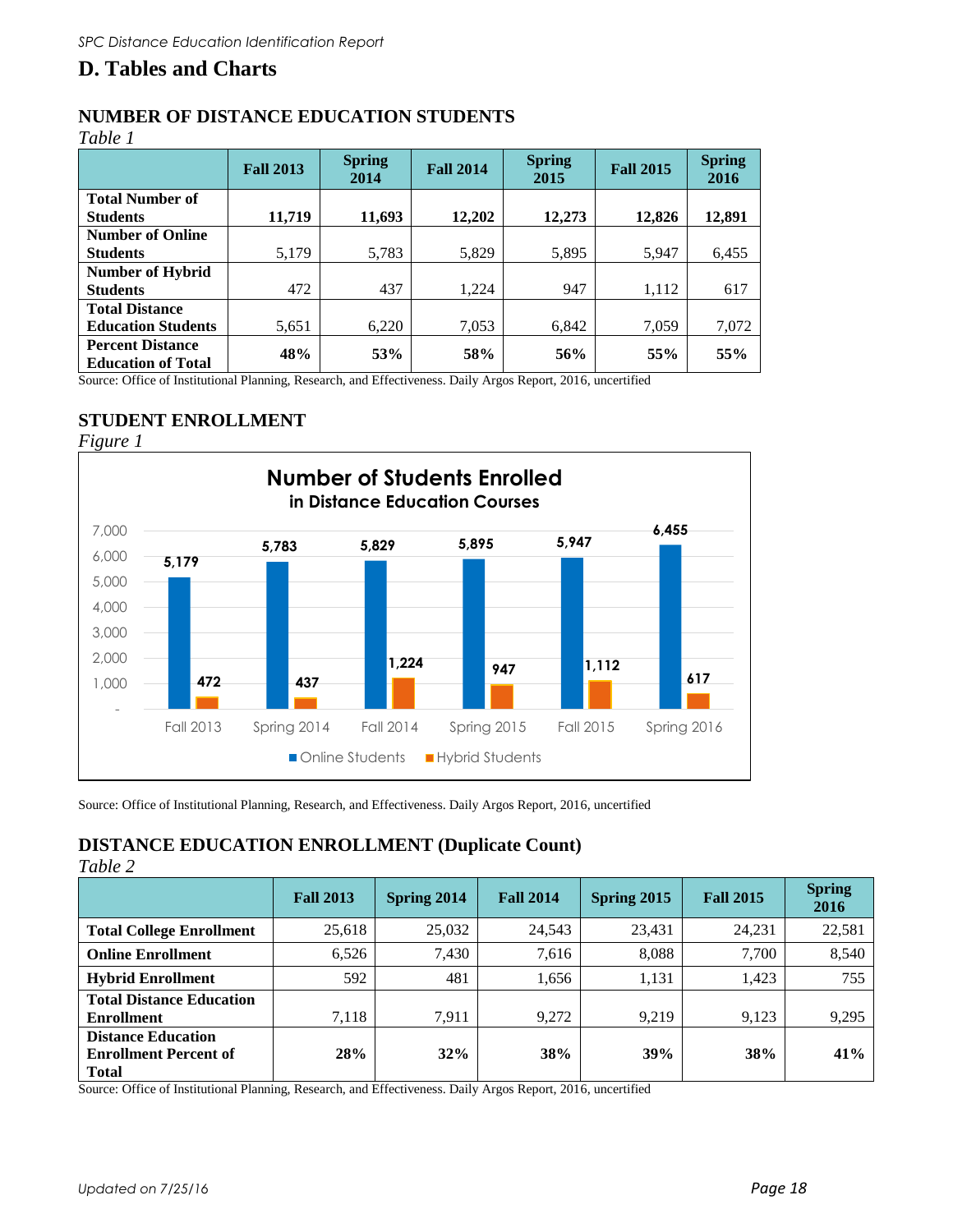## D. Tables and Charts

### NUMBER OF DISTANCE EDUCATION STUDENTS

*Table 1*

| | Fall 2013 | Spring 2014 | Fall 2014 | Spring 2015 | Fall 2015 | Spring 2016 |
|---|---|---|---|---|---|---|
| **Total Number of Students** | **11,719** | **11,693** | **12,202** | **12,273** | **12,826** | **12,891** |
| **Number of Online Students** | 5,179 | 5,783 | 5,829 | 5,895 | 5,947 | 6,455 |
| **Number of Hybrid Students** | 472 | 437 | 1,224 | 947 | 1,112 | 617 |
| **Total Distance Education Students** | 5,651 | 6,220 | 7,053 | 6,842 | 7,059 | 7,072 |
| **Percent Distance Education of Total** | **48%** | **53%** | **58%** | **56%** | **55%** | **55%** |

Source: Office of Institutional Planning, Research, and Effectiveness. Daily Argos Report, 2016, uncertified

### STUDENT ENROLLMENT

*Figure 1*

**Number of Students Enrolled in Distance Education Courses**

| | Fall 2013 | Spring 2014 | Fall 2014 | Spring 2015 | Fall 2015 | Spring 2016 |
|---|---|---|---|---|---|---|
| Online Students | 5,179 | 5,783 | 5,829 | 5,895 | 5,947 | 6,455 |
| Hybrid Students | 472 | 437 | 1,224 | 947 | 1,112 | 617 |

Source: Office of Institutional Planning, Research, and Effectiveness. Daily Argos Report, 2016, uncertified

### DISTANCE EDUCATION ENROLLMENT (Duplicate Count)

*Table 2*

| | Fall 2013 | Spring 2014 | Fall 2014 | Spring 2015 | Fall 2015 | Spring 2016 |
|---|---|---|---|---|---|---|
| **Total College Enrollment** | 25,618 | 25,032 | 24,543 | 23,431 | 24,231 | 22,581 |
| **Online Enrollment** | 6,526 | 7,430 | 7,616 | 8,088 | 7,700 | 8,540 |
| **Hybrid Enrollment** | 592 | 481 | 1,656 | 1,131 | 1,423 | 755 |
| **Total Distance Education Enrollment** | 7,118 | 7,911 | 9,272 | 9,219 | 9,123 | 9,295 |
| **Distance Education Enrollment Percent of Total** | **28%** | **32%** | **38%** | **39%** | **38%** | **41%** |

Source: Office of Institutional Planning, Research, and Effectiveness. Daily Argos Report, 2016, uncertified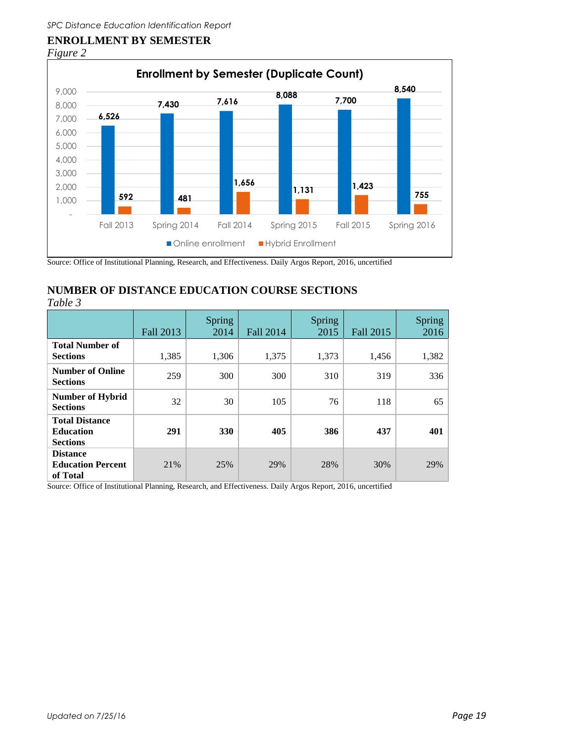## ENROLLMENT BY SEMESTER

*Figure 2*

**Enrollment by Semester (Duplicate Count)**

| | Fall 2013 | Spring 2014 | Fall 2014 | Spring 2015 | Fall 2015 | Spring 2016 |
|---|---|---|---|---|---|---|
| Online enrollment | 6,526 | 7,430 | 7,616 | 8,088 | 7,700 | 8,540 |
| Hybrid Enrollment | 592 | 481 | 1,656 | 1,131 | 1,423 | 755 |

Source: Office of Institutional Planning, Research, and Effectiveness. Daily Argos Report, 2016, uncertified

## NUMBER OF DISTANCE EDUCATION COURSE SECTIONS

*Table 3*

| | Fall 2013 | Spring 2014 | Fall 2014 | Spring 2015 | Fall 2015 | Spring 2016 |
|---|---|---|---|---|---|---|
| **Total Number of Sections** | 1,385 | 1,306 | 1,375 | 1,373 | 1,456 | 1,382 |
| **Number of Online Sections** | 259 | 300 | 300 | 310 | 319 | 336 |
| **Number of Hybrid Sections** | 32 | 30 | 105 | 76 | 118 | 65 |
| **Total Distance Education Sections** | **291** | **330** | **405** | **386** | **437** | **401** |
| **Distance Education Percent of Total** | 21% | 25% | 29% | 28% | 30% | 29% |

Source: Office of Institutional Planning, Research, and Effectiveness. Daily Argos Report, 2016, uncertified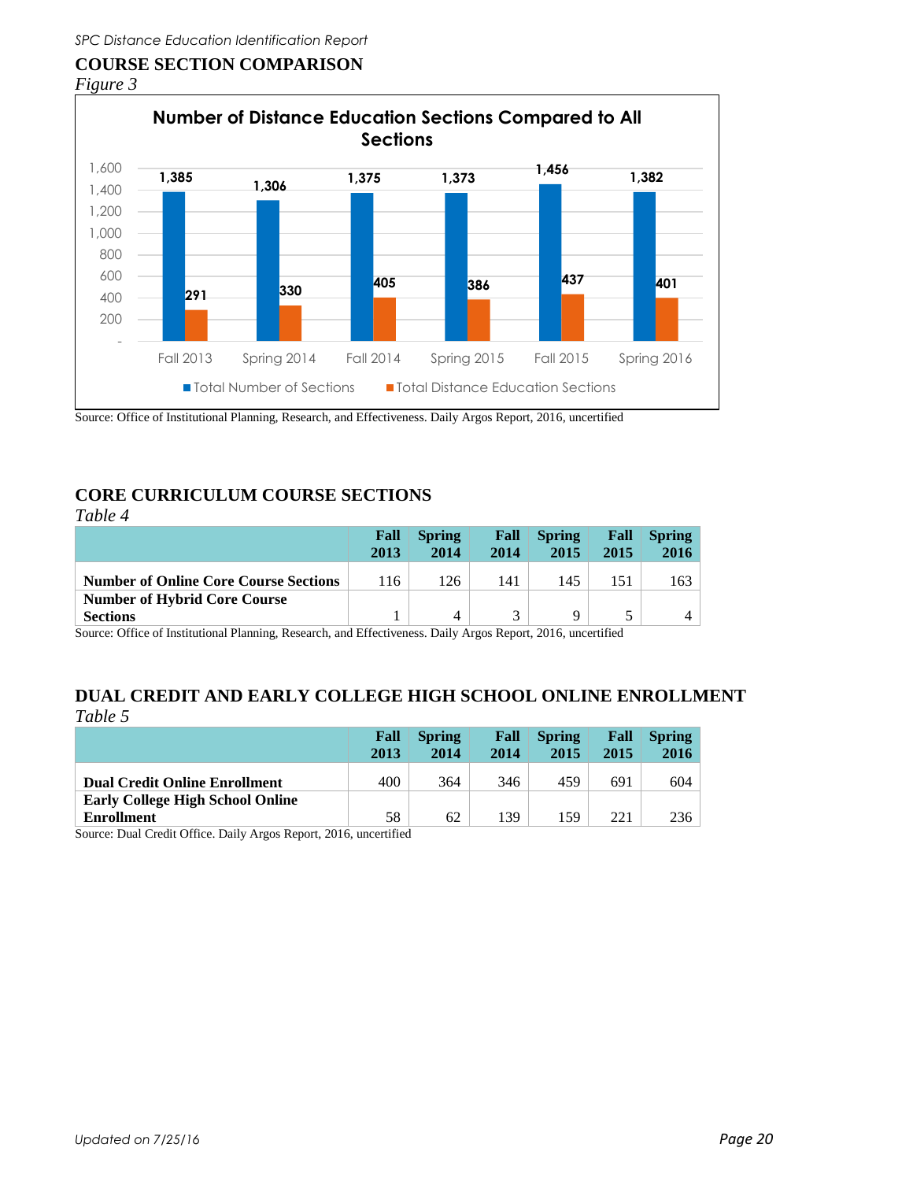## COURSE SECTION COMPARISON

*Figure 3*

**Number of Distance Education Sections Compared to All Sections**

| | Fall 2013 | Spring 2014 | Fall 2014 | Spring 2015 | Fall 2015 | Spring 2016 |
|---|---|---|---|---|---|---|
| Total Number of Sections | 1,385 | 1,306 | 1,375 | 1,373 | 1,456 | 1,382 |
| Total Distance Education Sections | 291 | 330 | 405 | 386 | 437 | 401 |

Source: Office of Institutional Planning, Research, and Effectiveness. Daily Argos Report, 2016, uncertified

## CORE CURRICULUM COURSE SECTIONS

*Table 4*

| | Fall 2013 | Spring 2014 | Fall 2014 | Spring 2015 | Fall 2015 | Spring 2016 |
|---|---|---|---|---|---|---|
| **Number of Online Core Course Sections** | 116 | 126 | 141 | 145 | 151 | 163 |
| **Number of Hybrid Core Course Sections** | 1 | 4 | 3 | 9 | 5 | 4 |

Source: Office of Institutional Planning, Research, and Effectiveness. Daily Argos Report, 2016, uncertified

## DUAL CREDIT AND EARLY COLLEGE HIGH SCHOOL ONLINE ENROLLMENT

*Table 5*

| | Fall 2013 | Spring 2014 | Fall 2014 | Spring 2015 | Fall 2015 | Spring 2016 |
|---|---|---|---|---|---|---|
| **Dual Credit Online Enrollment** | 400 | 364 | 346 | 459 | 691 | 604 |
| **Early College High School Online Enrollment** | 58 | 62 | 139 | 159 | 221 | 236 |

Source: Dual Credit Office. Daily Argos Report, 2016, uncertified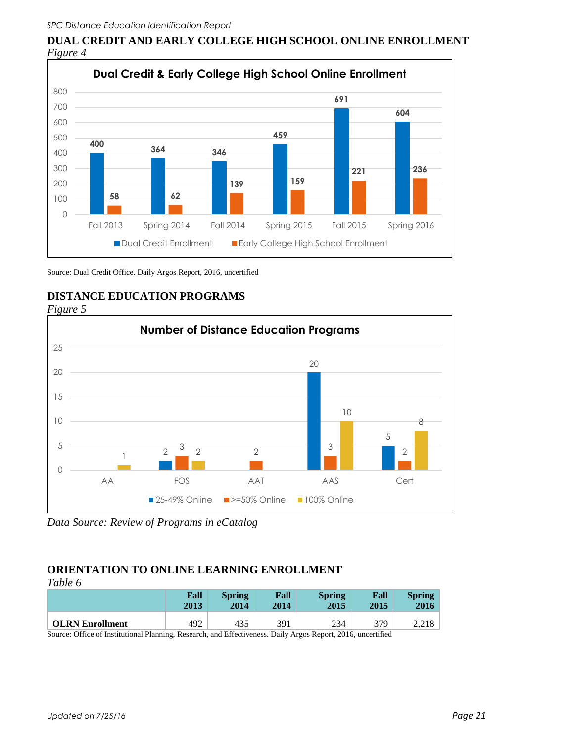## DUAL CREDIT AND EARLY COLLEGE HIGH SCHOOL ONLINE ENROLLMENT

*Figure 4*

**Dual Credit & Early College High School Online Enrollment**

| | Fall 2013 | Spring 2014 | Fall 2014 | Spring 2015 | Fall 2015 | Spring 2016 |
|---|---|---|---|---|---|---|
| Dual Credit Enrollment | 400 | 364 | 346 | 459 | 691 | 604 |
| Early College High School Enrollment | 58 | 62 | 139 | 159 | 221 | 236 |

Source: Dual Credit Office. Daily Argos Report, 2016, uncertified

## DISTANCE EDUCATION PROGRAMS

*Figure 5*

**Number of Distance Education Programs**

| | AA | FOS | AAT | AAS | Cert |
|---|---|---|---|---|---|
| 25-49% Online | | 2 | | 20 | 5 |
| >=50% Online | | 3 | 2 | 3 | 2 |
| 100% Online | 1 | 2 | | 10 | 8 |

*Data Source: Review of Programs in eCatalog*

## ORIENTATION TO ONLINE LEARNING ENROLLMENT

*Table 6*

| | Fall 2013 | Spring 2014 | Fall 2014 | Spring 2015 | Fall 2015 | Spring 2016 |
|---|---|---|---|---|---|---|
| **OLRN Enrollment** | 492 | 435 | 391 | 234 | 379 | 2,218 |

Source: Office of Institutional Planning, Research, and Effectiveness. Daily Argos Report, 2016, uncertified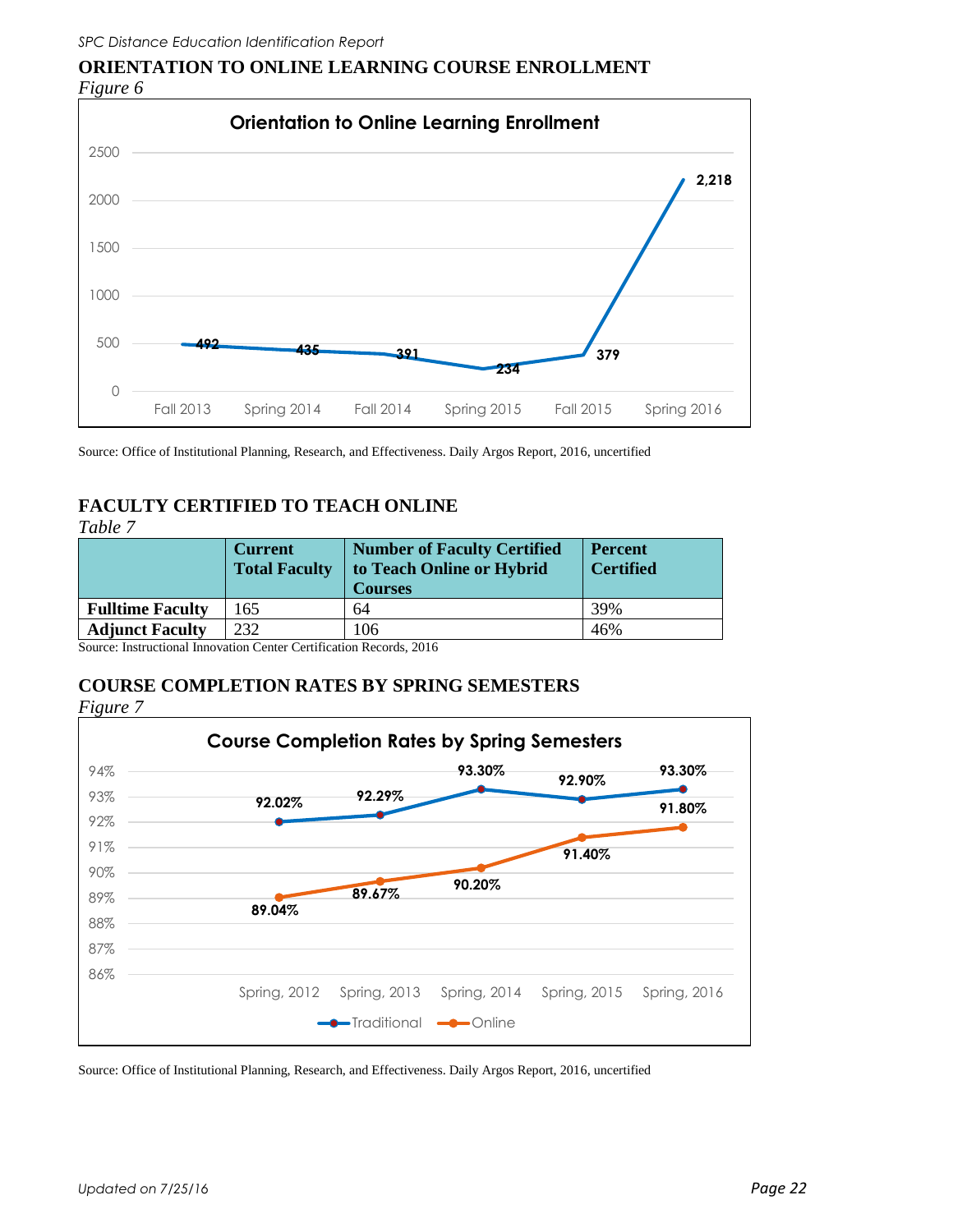## ORIENTATION TO ONLINE LEARNING COURSE ENROLLMENT

*Figure 6*

**Orientation to Online Learning Enrollment**

| Semester | Enrollment |
|---|---|
| Fall 2013 | 492 |
| Spring 2014 | 435 |
| Fall 2014 | 391 |
| Spring 2015 | 234 |
| Fall 2015 | 379 |
| Spring 2016 | 2,218 |

Source: Office of Institutional Planning, Research, and Effectiveness. Daily Argos Report, 2016, uncertified

## FACULTY CERTIFIED TO TEACH ONLINE

*Table 7*

| | Current Total Faculty | Number of Faculty Certified to Teach Online or Hybrid Courses | Percent Certified |
|---|---|---|---|
| **Fulltime Faculty** | 165 | 64 | 39% |
| **Adjunct Faculty** | 232 | 106 | 46% |

Source: Instructional Innovation Center Certification Records, 2016

## COURSE COMPLETION RATES BY SPRING SEMESTERS

*Figure 7*

**Course Completion Rates by Spring Semesters**

| | Spring, 2012 | Spring, 2013 | Spring, 2014 | Spring, 2015 | Spring, 2016 |
|---|---|---|---|---|---|
| Traditional | 92.02% | 92.29% | 93.30% | 92.90% | 93.30% |
| Online | 89.04% | 89.67% | 90.20% | 91.40% | 91.80% |

Source: Office of Institutional Planning, Research, and Effectiveness. Daily Argos Report, 2016, uncertified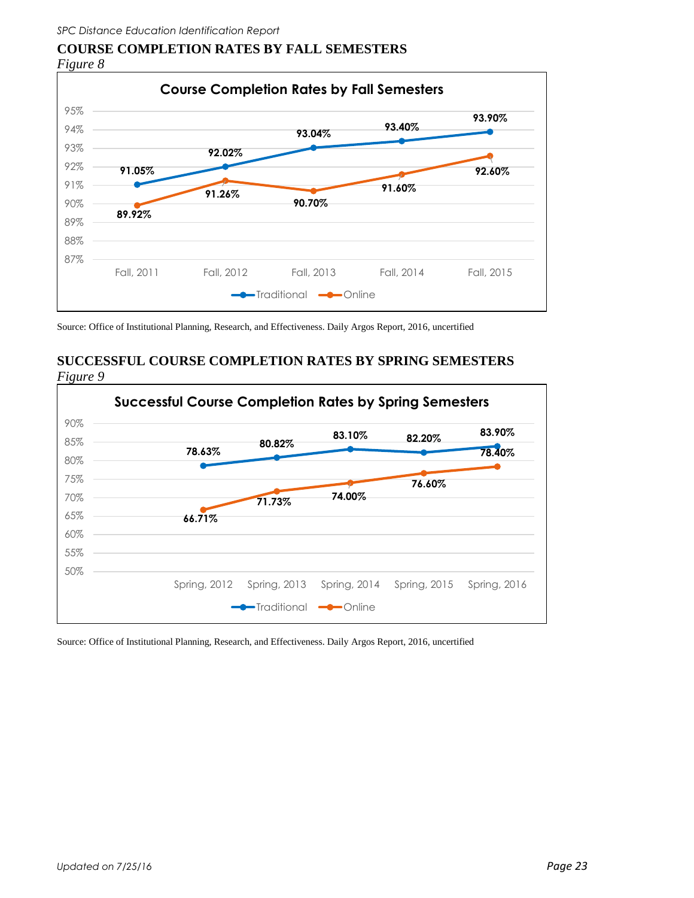## COURSE COMPLETION RATES BY FALL SEMESTERS

*Figure 8*

**Course Completion Rates by Fall Semesters**

| | Fall, 2011 | Fall, 2012 | Fall, 2013 | Fall, 2014 | Fall, 2015 |
|---|---|---|---|---|---|
| Traditional | 91.05% | 92.02% | 93.04% | 93.40% | 93.90% |
| Online | 89.92% | 91.26% | 90.70% | 91.60% | 92.60% |

Source: Office of Institutional Planning, Research, and Effectiveness. Daily Argos Report, 2016, uncertified

## SUCCESSFUL COURSE COMPLETION RATES BY SPRING SEMESTERS

*Figure 9*

**Successful Course Completion Rates by Spring Semesters**

| | Spring, 2012 | Spring, 2013 | Spring, 2014 | Spring, 2015 | Spring, 2016 |
|---|---|---|---|---|---|
| Traditional | 78.63% | 80.82% | 83.10% | 82.20% | 83.90% |
| Online | 66.71% | 71.73% | 74.00% | 76.60% | 78.40% |

Source: Office of Institutional Planning, Research, and Effectiveness. Daily Argos Report, 2016, uncertified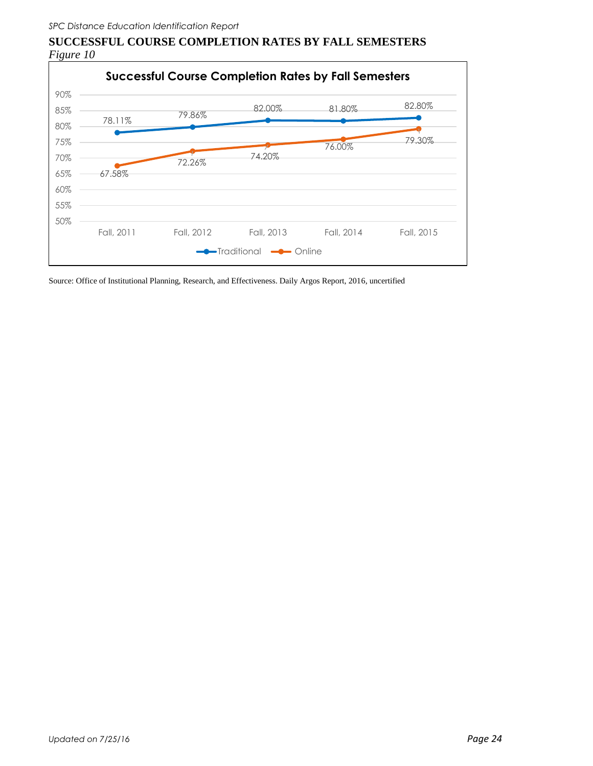## SUCCESSFUL COURSE COMPLETION RATES BY FALL SEMESTERS

*Figure 10*

**Successful Course Completion Rates by Fall Semesters**

90%
85%
80%
75%
70%
65%
60%
55%
50%

Fall, 2011
Fall, 2012
Fall, 2013
Fall, 2014
Fall, 2015

Traditional: 78.11%, 79.86%, 82.00%, 81.80%, 82.80%

Online: 67.58%, 72.26%, 74.20%, 76.00%, 79.30%

Traditional
Online

Source: Office of Institutional Planning, Research, and Effectiveness. Daily Argos Report, 2016, uncertified